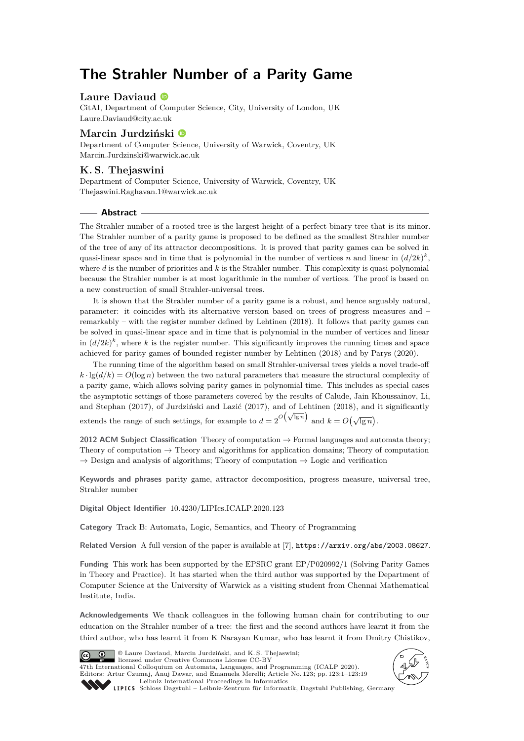# The Strahler Number of a Parity Game

**Laure Daviaud**

CitAI, Department of Computer Science, City, University of London, UK
Laure.Daviaud@city.ac.uk

**Marcin Jurdziński**

Department of Computer Science, University of Warwick, Coventry, UK
Marcin.Jurdzinski@warwick.ac.uk

**K. S. Thejaswini**

Department of Computer Science, University of Warwick, Coventry, UK
Thejaswini.Raghavan.1@warwick.ac.uk

## Abstract

The Strahler number of a rooted tree is the largest height of a perfect binary tree that is its minor. The Strahler number of a parity game is proposed to be defined as the smallest Strahler number of the tree of any of its attractor decompositions. It is proved that parity games can be solved in quasi-linear space and in time that is polynomial in the number of vertices $n$ and linear in $(d/2k)^k$, where $d$ is the number of priorities and $k$ is the Strahler number. This complexity is quasi-polynomial because the Strahler number is at most logarithmic in the number of vertices. The proof is based on a new construction of small Strahler-universal trees.

It is shown that the Strahler number of a parity game is a robust, and hence arguably natural, parameter: it coincides with its alternative version based on trees of progress measures and – remarkably – with the register number defined by Lehtinen (2018). It follows that parity games can be solved in quasi-linear space and in time that is polynomial in the number of vertices and linear in $(d/2k)^k$, where $k$ is the register number. This significantly improves the running times and space achieved for parity games of bounded register number by Lehtinen (2018) and by Parys (2020).

The running time of the algorithm based on small Strahler-universal trees yields a novel trade-off $k \cdot \lg(d/k) = O(\log n)$ between the two natural parameters that measure the structural complexity of a parity game, which allows solving parity games in polynomial time. This includes as special cases the asymptotic settings of those parameters covered by the results of Calude, Jain Khoussainov, Li, and Stephan (2017), of Jurdziński and Lazić (2017), and of Lehtinen (2018), and it significantly extends the range of such settings, for example to $d = 2^{O\left(\sqrt{\lg n}\right)}$ and $k = O\left(\sqrt{\lg n}\right)$.

**2012 ACM Subject Classification** Theory of computation → Formal languages and automata theory; Theory of computation → Theory and algorithms for application domains; Theory of computation → Design and analysis of algorithms; Theory of computation → Logic and verification

**Keywords and phrases** parity game, attractor decomposition, progress measure, universal tree, Strahler number

**Digital Object Identifier** 10.4230/LIPIcs.ICALP.2020.123

**Category** Track B: Automata, Logic, Semantics, and Theory of Programming

**Related Version** A full version of the paper is available at [7], https://arxiv.org/abs/2003.08627.

**Funding** This work has been supported by the EPSRC grant EP/P020992/1 (Solving Parity Games in Theory and Practice). It has started when the third author was supported by the Department of Computer Science at the University of Warwick as a visiting student from Chennai Mathematical Institute, India.

**Acknowledgements** We thank colleagues in the following human chain for contributing to our education on the Strahler number of a tree: the first and the second authors have learnt it from the third author, who has learnt it from K Narayan Kumar, who has learnt it from Dmitry Chistikov,

© Laure Daviaud, Marcin Jurdziński, and K. S. Thejaswini; licensed under Creative Commons License CC-BY
47th International Colloquium on Automata, Languages, and Programming (ICALP 2020).
Editors: Artur Czumaj, Anuj Dawar, and Emanuela Merelli; Article No. 123; pp. 123:1–123:19
Leibniz International Proceedings in Informatics
Schloss Dagstuhl – Leibniz-Zentrum für Informatik, Dagstuhl Publishing, Germany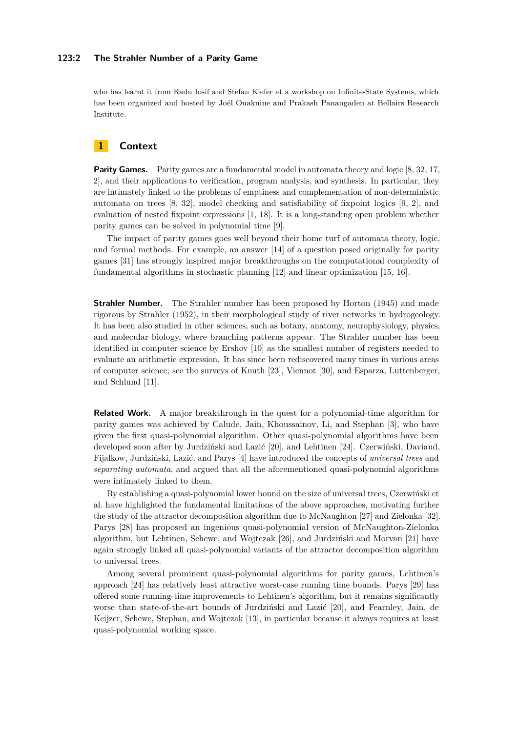who has learnt it from Radu Iosif and Stefan Kiefer at a workshop on Infinite-State Systems, which has been organized and hosted by Joël Ouaknine and Prakash Panangaden at Bellairs Research Institute.

## 1 Context

**Parity Games.** Parity games are a fundamental model in automata theory and logic [8, 32, 17, 2], and their applications to verification, program analysis, and synthesis. In particular, they are intimately linked to the problems of emptiness and complementation of non-deterministic automata on trees [8, 32], model checking and satisfiability of fixpoint logics [9, 2], and evaluation of nested fixpoint expressions [1, 18]. It is a long-standing open problem whether parity games can be solved in polynomial time [9].

The impact of parity games goes well beyond their home turf of automata theory, logic, and formal methods. For example, an answer [14] of a question posed originally for parity games [31] has strongly inspired major breakthroughs on the computational complexity of fundamental algorithms in stochastic planning [12] and linear optimization [15, 16].

**Strahler Number.** The Strahler number has been proposed by Horton (1945) and made rigorous by Strahler (1952), in their morphological study of river networks in hydrogeology. It has been also studied in other sciences, such as botany, anatomy, neurophysiology, physics, and molecular biology, where branching patterns appear. The Strahler number has been identified in computer science by Ershov [10] as the smallest number of registers needed to evaluate an arithmetic expression. It has since been rediscovered many times in various areas of computer science; see the surveys of Knuth [23], Viennot [30], and Esparza, Luttenberger, and Schlund [11].

**Related Work.** A major breakthrough in the quest for a polynomial-time algorithm for parity games was achieved by Calude, Jain, Khoussainov, Li, and Stephan [3], who have given the first quasi-polynomial algorithm. Other quasi-polynomial algorithms have been developed soon after by Jurdziński and Lazić [20], and Lehtinen [24]. Czerwiński, Daviaud, Fijalkow, Jurdziński, Lazić, and Parys [4] have introduced the concepts of *universal trees* and *separating automata*, and argued that all the aforementioned quasi-polynomial algorithms were intimately linked to them.

By establishing a quasi-polynomial lower bound on the size of universal trees, Czerwiński et al. have highlighted the fundamental limitations of the above approaches, motivating further the study of the attractor decomposition algorithm due to McNaughton [27] and Zielonka [32]. Parys [28] has proposed an ingenious quasi-polynomial version of McNaughton-Zielonka algorithm, but Lehtinen, Schewe, and Wojtczak [26], and Jurdziński and Morvan [21] have again strongly linked all quasi-polynomial variants of the attractor decomposition algorithm to universal trees.

Among several prominent quasi-polynomial algorithms for parity games, Lehtinen's approach [24] has relatively least attractive worst-case running time bounds. Parys [29] has offered some running-time improvements to Lehtinen's algorithm, but it remains significantly worse than state-of-the-art bounds of Jurdziński and Lazić [20], and Fearnley, Jain, de Keijzer, Schewe, Stephan, and Wojtczak [13], in particular because it always requires at least quasi-polynomial working space.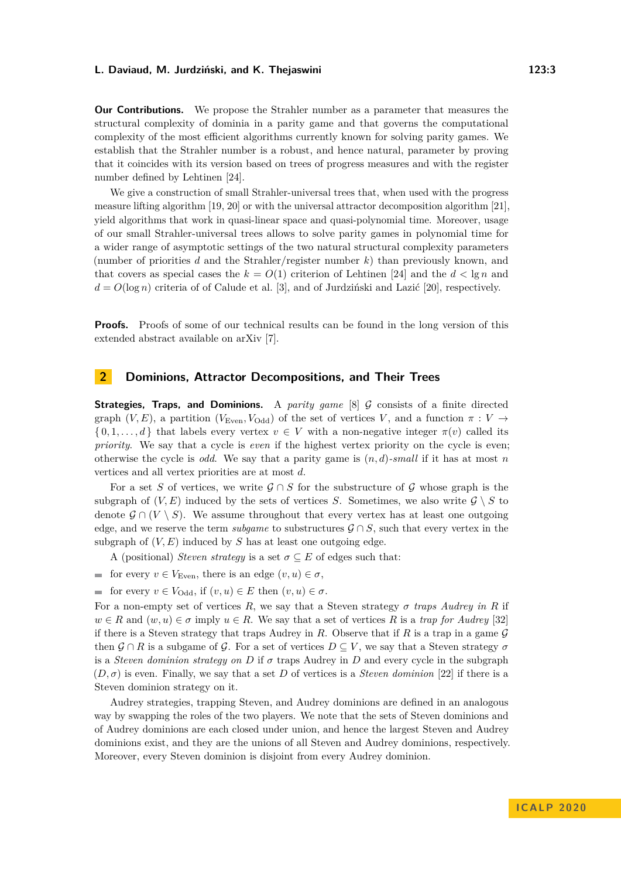**Our Contributions.** We propose the Strahler number as a parameter that measures the structural complexity of dominia in a parity game and that governs the computational complexity of the most efficient algorithms currently known for solving parity games. We establish that the Strahler number is a robust, and hence natural, parameter by proving that it coincides with its version based on trees of progress measures and with the register number defined by Lehtinen [24].

We give a construction of small Strahler-universal trees that, when used with the progress measure lifting algorithm [19, 20] or with the universal attractor decomposition algorithm [21], yield algorithms that work in quasi-linear space and quasi-polynomial time. Moreover, usage of our small Strahler-universal trees allows to solve parity games in polynomial time for a wider range of asymptotic settings of the two natural structural complexity parameters (number of priorities $d$ and the Strahler/register number $k$) than previously known, and that covers as special cases the $k = O(1)$ criterion of Lehtinen [24] and the $d < \lg n$ and $d = O(\log n)$ criteria of of Calude et al. [3], and of Jurdziński and Lazić [20], respectively.

**Proofs.** Proofs of some of our technical results can be found in the long version of this extended abstract available on arXiv [7].

## 2 Dominions, Attractor Decompositions, and Their Trees

**Strategies, Traps, and Dominions.** A *parity game* [8] $\mathcal{G}$ consists of a finite directed graph $(V, E)$, a partition $(V_{\text{Even}}, V_{\text{Odd}})$ of the set of vertices $V$, and a function $\pi : V \to \{0, 1, \ldots, d\}$ that labels every vertex $v \in V$ with a non-negative integer $\pi(v)$ called its *priority*. We say that a cycle is *even* if the highest vertex priority on the cycle is even; otherwise the cycle is *odd*. We say that a parity game is $(n, d)$*-small* if it has at most $n$ vertices and all vertex priorities are at most $d$.

For a set $S$ of vertices, we write $\mathcal{G} \cap S$ for the substructure of $\mathcal{G}$ whose graph is the subgraph of $(V, E)$ induced by the sets of vertices $S$. Sometimes, we also write $\mathcal{G} \setminus S$ to denote $\mathcal{G} \cap (V \setminus S)$. We assume throughout that every vertex has at least one outgoing edge, and we reserve the term *subgame* to substructures $\mathcal{G} \cap S$, such that every vertex in the subgraph of $(V, E)$ induced by $S$ has at least one outgoing edge.

A (positional) *Steven strategy* is a set $\sigma \subseteq E$ of edges such that:

- for every $v \in V_{\text{Even}}$, there is an edge $(v, u) \in \sigma$,
- for every $v \in V_{\text{Odd}}$, if $(v, u) \in E$ then $(v, u) \in \sigma$.

For a non-empty set of vertices $R$, we say that a Steven strategy $\sigma$ *traps Audrey in* $R$ if $w \in R$ and $(w, u) \in \sigma$ imply $u \in R$. We say that a set of vertices $R$ is a *trap for Audrey* [32] if there is a Steven strategy that traps Audrey in $R$. Observe that if $R$ is a trap in a game $\mathcal{G}$ then $\mathcal{G} \cap R$ is a subgame of $\mathcal{G}$. For a set of vertices $D \subseteq V$, we say that a Steven strategy $\sigma$ is a *Steven dominion strategy on* $D$ if $\sigma$ traps Audrey in $D$ and every cycle in the subgraph $(D, \sigma)$ is even. Finally, we say that a set $D$ of vertices is a *Steven dominion* [22] if there is a Steven dominion strategy on it.

Audrey strategies, trapping Steven, and Audrey dominions are defined in an analogous way by swapping the roles of the two players. We note that the sets of Steven dominions and of Audrey dominions are each closed under union, and hence the largest Steven and Audrey dominions exist, and they are the unions of all Steven and Audrey dominions, respectively. Moreover, every Steven dominion is disjoint from every Audrey dominion.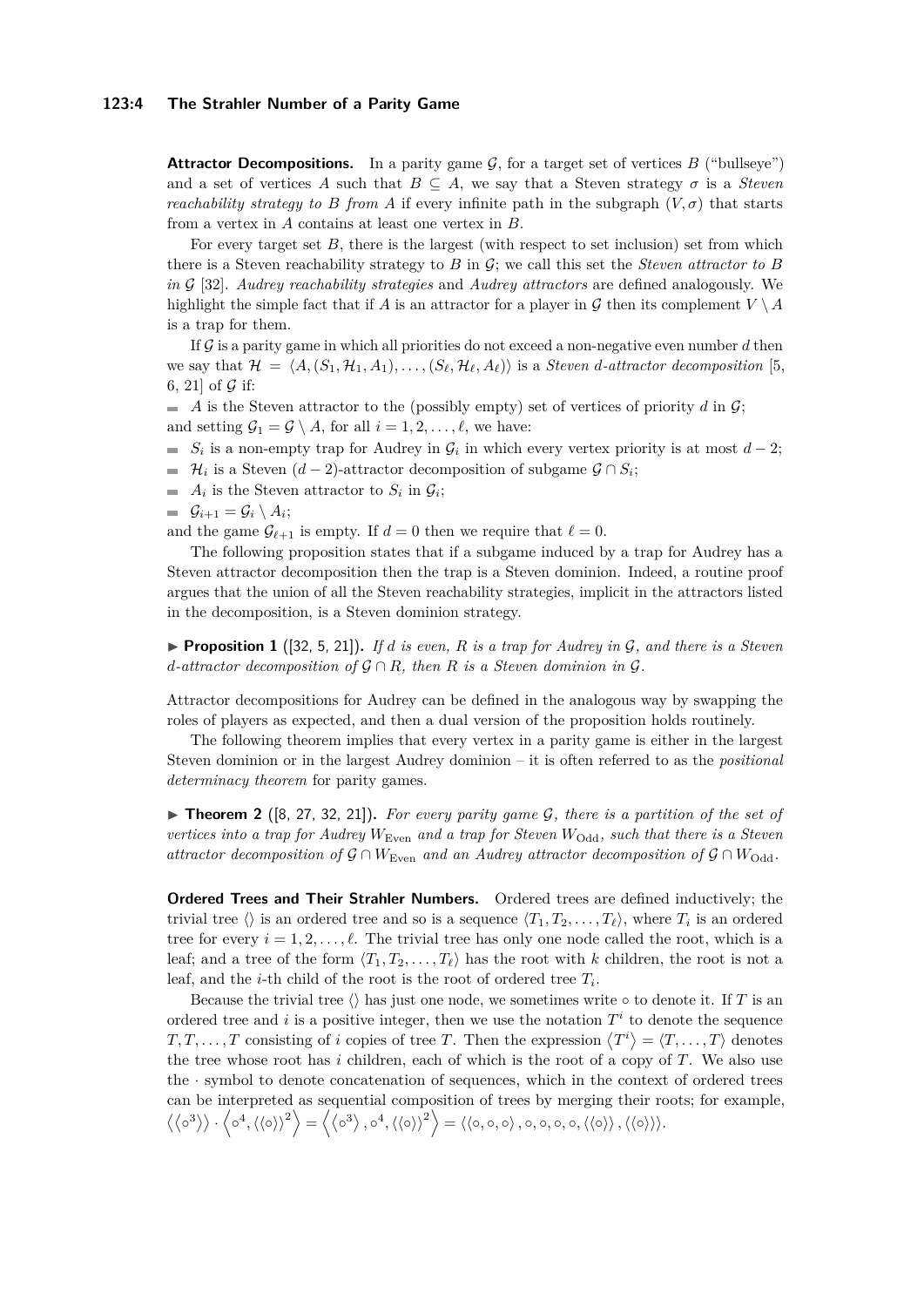**Attractor Decompositions.** In a parity game $\mathcal{G}$, for a target set of vertices $B$ ("bullseye") and a set of vertices $A$ such that $B \subseteq A$, we say that a Steven strategy $\sigma$ is a *Steven reachability strategy to $B$ from $A$* if every infinite path in the subgraph $(V, \sigma)$ that starts from a vertex in $A$ contains at least one vertex in $B$.

For every target set $B$, there is the largest (with respect to set inclusion) set from which there is a Steven reachability strategy to $B$ in $\mathcal{G}$; we call this set the *Steven attractor to $B$ in $\mathcal{G}$* [32]. *Audrey reachability strategies* and *Audrey attractors* are defined analogously. We highlight the simple fact that if $A$ is an attractor for a player in $\mathcal{G}$ then its complement $V \setminus A$ is a trap for them.

If $\mathcal{G}$ is a parity game in which all priorities do not exceed a non-negative even number $d$ then we say that $\mathcal{H} = \langle A, (S_1, \mathcal{H}_1, A_1), \ldots, (S_\ell, \mathcal{H}_\ell, A_\ell) \rangle$ is a *Steven $d$-attractor decomposition* [5, 6, 21] of $\mathcal{G}$ if:

- $A$ is the Steven attractor to the (possibly empty) set of vertices of priority $d$ in $\mathcal{G}$;

and setting $\mathcal{G}_1 = \mathcal{G} \setminus A$, for all $i = 1, 2, \ldots, \ell$, we have:

- $S_i$ is a non-empty trap for Audrey in $\mathcal{G}_i$ in which every vertex priority is at most $d-2$;
- $\mathcal{H}_i$ is a Steven $(d-2)$-attractor decomposition of subgame $\mathcal{G} \cap S_i$;
- $A_i$ is the Steven attractor to $S_i$ in $\mathcal{G}_i$;
- $\mathcal{G}_{i+1} = \mathcal{G}_i \setminus A_i$;

and the game $\mathcal{G}_{\ell+1}$ is empty. If $d = 0$ then we require that $\ell = 0$.

The following proposition states that if a subgame induced by a trap for Audrey has a Steven attractor decomposition then the trap is a Steven dominion. Indeed, a routine proof argues that the union of all the Steven reachability strategies, implicit in the attractors listed in the decomposition, is a Steven dominion strategy.

▶ **Proposition 1** ([32, 5, 21]). *If $d$ is even, $R$ is a trap for Audrey in $\mathcal{G}$, and there is a Steven $d$-attractor decomposition of $\mathcal{G} \cap R$, then $R$ is a Steven dominion in $\mathcal{G}$.*

Attractor decompositions for Audrey can be defined in the analogous way by swapping the roles of players as expected, and then a dual version of the proposition holds routinely.

The following theorem implies that every vertex in a parity game is either in the largest Steven dominion or in the largest Audrey dominion – it is often referred to as the *positional determinacy theorem* for parity games.

▶ **Theorem 2** ([8, 27, 32, 21]). *For every parity game $\mathcal{G}$, there is a partition of the set of vertices into a trap for Audrey $W_{\text{Even}}$ and a trap for Steven $W_{\text{Odd}}$, such that there is a Steven attractor decomposition of $\mathcal{G} \cap W_{\text{Even}}$ and an Audrey attractor decomposition of $\mathcal{G} \cap W_{\text{Odd}}$.*

**Ordered Trees and Their Strahler Numbers.** Ordered trees are defined inductively; the trivial tree $\langle\rangle$ is an ordered tree and so is a sequence $\langle T_1, T_2, \ldots, T_\ell \rangle$, where $T_i$ is an ordered tree for every $i = 1, 2, \ldots, \ell$. The trivial tree has only one node called the root, which is a leaf; and a tree of the form $\langle T_1, T_2, \ldots, T_\ell \rangle$ has the root with $k$ children, the root is not a leaf, and the $i$-th child of the root is the root of ordered tree $T_i$.

Because the trivial tree $\langle\rangle$ has just one node, we sometimes write $\circ$ to denote it. If $T$ is an ordered tree and $i$ is a positive integer, then we use the notation $T^i$ to denote the sequence $T, T, \ldots, T$ consisting of $i$ copies of tree $T$. Then the expression $\langle T^i \rangle = \langle T, \ldots, T \rangle$ denotes the tree whose root has $i$ children, each of which is the root of a copy of $T$. We also use the $\cdot$ symbol to denote concatenation of sequences, which in the context of ordered trees can be interpreted as sequential composition of trees by merging their roots; for example, $\left\langle \left\langle \circ^3 \right\rangle \right\rangle \cdot \left\langle \circ^4, \left\langle \left\langle \circ \right\rangle \right\rangle^2 \right\rangle = \left\langle \left\langle \circ^3 \right\rangle, \circ^4, \left\langle \left\langle \circ \right\rangle \right\rangle^2 \right\rangle = \left\langle \left\langle \circ, \circ, \circ \right\rangle, \circ, \circ, \circ, \circ, \left\langle \left\langle \circ \right\rangle \right\rangle, \left\langle \left\langle \circ \right\rangle \right\rangle \right\rangle$.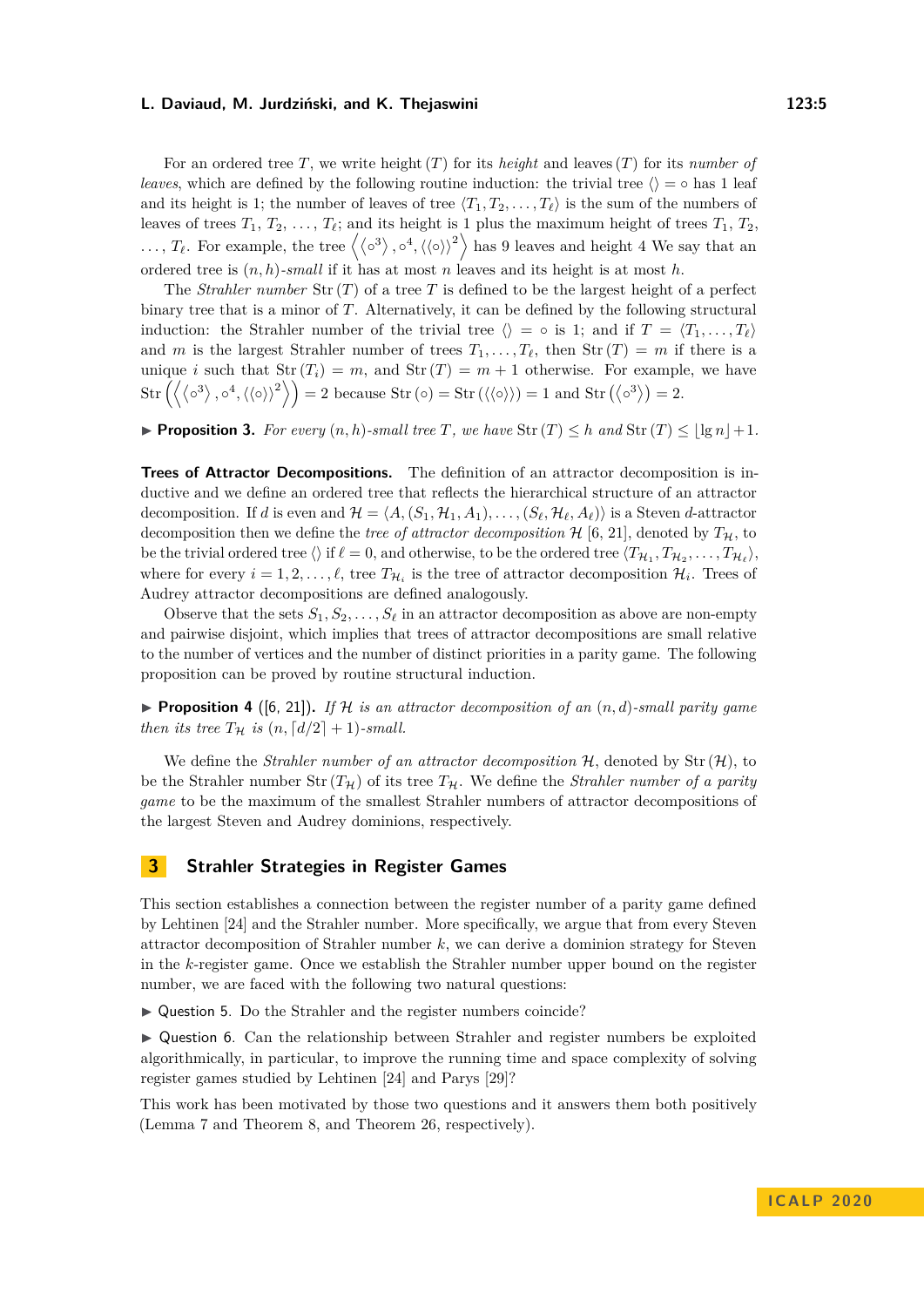For an ordered tree $T$, we write height $(T)$ for its *height* and leaves $(T)$ for its *number of leaves*, which are defined by the following routine induction: the trivial tree $\langle\rangle = \circ$ has 1 leaf and its height is 1; the number of leaves of tree $\langle T_1, T_2, \ldots, T_\ell \rangle$ is the sum of the numbers of leaves of trees $T_1$, $T_2$, $\ldots$, $T_\ell$; and its height is 1 plus the maximum height of trees $T_1$, $T_2$, $\ldots$, $T_\ell$. For example, the tree $\left\langle \left\langle \circ^3 \right\rangle, \circ^4, \langle\langle\circ\rangle\rangle^2 \right\rangle$ has 9 leaves and height 4 We say that an ordered tree is $(n, h)$-*small* if it has at most $n$ leaves and its height is at most $h$.

The *Strahler number* $\mathrm{Str}\,(T)$ of a tree $T$ is defined to be the largest height of a perfect binary tree that is a minor of $T$. Alternatively, it can be defined by the following structural induction: the Strahler number of the trivial tree $\langle\rangle = \circ$ is 1; and if $T = \langle T_1, \ldots, T_\ell \rangle$ and $m$ is the largest Strahler number of trees $T_1, \ldots, T_\ell$, then $\mathrm{Str}\,(T) = m$ if there is a unique $i$ such that $\mathrm{Str}\,(T_i) = m$, and $\mathrm{Str}\,(T) = m + 1$ otherwise. For example, we have $\mathrm{Str}\left(\left\langle \left\langle \circ^3 \right\rangle, \circ^4, \langle\langle\circ\rangle\rangle^2 \right\rangle\right) = 2$ because $\mathrm{Str}\,(\circ) = \mathrm{Str}\,(\langle\langle\circ\rangle\rangle) = 1$ and $\mathrm{Str}\left(\left\langle \circ^3 \right\rangle\right) = 2$.

► **Proposition 3.** *For every $(n, h)$-small tree $T$, we have $\mathrm{Str}\,(T) \leq h$ and $\mathrm{Str}\,(T) \leq \lfloor \lg n \rfloor + 1$.*

**Trees of Attractor Decompositions.** The definition of an attractor decomposition is inductive and we define an ordered tree that reflects the hierarchical structure of an attractor decomposition. If $d$ is even and $\mathcal{H} = \langle A, (S_1, \mathcal{H}_1, A_1), \ldots, (S_\ell, \mathcal{H}_\ell, A_\ell) \rangle$ is a Steven $d$-attractor decomposition then we define the *tree of attractor decomposition* $\mathcal{H}$ [6, 21], denoted by $T_{\mathcal{H}}$, to be the trivial ordered tree $\langle\rangle$ if $\ell = 0$, and otherwise, to be the ordered tree $\langle T_{\mathcal{H}_1}, T_{\mathcal{H}_2}, \ldots, T_{\mathcal{H}_\ell} \rangle$, where for every $i = 1, 2, \ldots, \ell$, tree $T_{\mathcal{H}_i}$ is the tree of attractor decomposition $\mathcal{H}_i$. Trees of Audrey attractor decompositions are defined analogously.

Observe that the sets $S_1, S_2, \ldots, S_\ell$ in an attractor decomposition as above are non-empty and pairwise disjoint, which implies that trees of attractor decompositions are small relative to the number of vertices and the number of distinct priorities in a parity game. The following proposition can be proved by routine structural induction.

► **Proposition 4** ([6, 21]). *If $\mathcal{H}$ is an attractor decomposition of an $(n, d)$-small parity game then its tree $T_{\mathcal{H}}$ is $(n, \lceil d/2 \rceil + 1)$-small.*

We define the *Strahler number of an attractor decomposition* $\mathcal{H}$, denoted by $\mathrm{Str}\,(\mathcal{H})$, to be the Strahler number $\mathrm{Str}\,(T_{\mathcal{H}})$ of its tree $T_{\mathcal{H}}$. We define the *Strahler number of a parity game* to be the maximum of the smallest Strahler numbers of attractor decompositions of the largest Steven and Audrey dominions, respectively.

## 3 Strahler Strategies in Register Games

This section establishes a connection between the register number of a parity game defined by Lehtinen [24] and the Strahler number. More specifically, we argue that from every Steven attractor decomposition of Strahler number $k$, we can derive a dominion strategy for Steven in the $k$-register game. Once we establish the Strahler number upper bound on the register number, we are faced with the following two natural questions:

► Question 5. Do the Strahler and the register numbers coincide?

► Question 6. Can the relationship between Strahler and register numbers be exploited algorithmically, in particular, to improve the running time and space complexity of solving register games studied by Lehtinen [24] and Parys [29]?

This work has been motivated by those two questions and it answers them both positively (Lemma 7 and Theorem 8, and Theorem 26, respectively).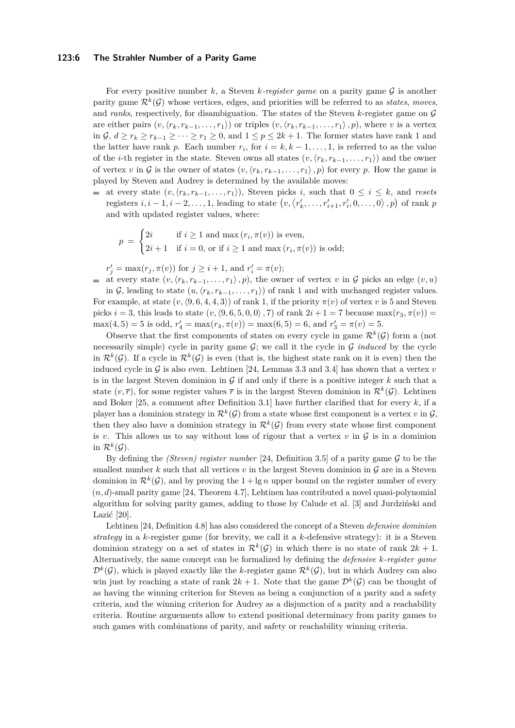For every positive number $k$, a Steven *$k$-register game* on a parity game $\mathcal{G}$ is another parity game $\mathcal{R}^k(\mathcal{G})$ whose vertices, edges, and priorities will be referred to as *states*, *moves*, and *ranks*, respectively, for disambiguation. The states of the Steven $k$-register game on $\mathcal{G}$ are either pairs $(v, \langle r_k, r_{k-1}, \ldots, r_1 \rangle)$ or triples $(v, \langle r_k, r_{k-1}, \ldots, r_1 \rangle, p)$, where $v$ is a vertex in $\mathcal{G}$, $d \geq r_k \geq r_{k-1} \geq \cdots \geq r_1 \geq 0$, and $1 \leq p \leq 2k+1$. The former states have rank 1 and the latter have rank $p$. Each number $r_i$, for $i = k, k-1, \ldots, 1$, is referred to as the value of the $i$-th register in the state. Steven owns all states $(v, \langle r_k, r_{k-1}, \ldots, r_1 \rangle)$ and the owner of vertex $v$ in $\mathcal{G}$ is the owner of states $(v, \langle r_k, r_{k-1}, \ldots, r_1 \rangle, p)$ for every $p$. How the game is played by Steven and Audrey is determined by the available moves:

- at every state $(v, \langle r_k, r_{k-1}, \ldots, r_1 \rangle)$, Steven picks $i$, such that $0 \leq i \leq k$, and *resets* registers $i, i-1, i-2, \ldots, 1$, leading to state $\left(v, \langle r'_k, \ldots, r'_{i+1}, r'_i, 0, \ldots, 0 \rangle, p\right)$ of rank $p$ and with updated register values, where:

$$p = \begin{cases} 2i & \text{if } i \geq 1 \text{ and } \max(r_i, \pi(v)) \text{ is even,} \\ 2i+1 & \text{if } i = 0, \text{ or if } i \geq 1 \text{ and } \max(r_i, \pi(v)) \text{ is odd;} \end{cases}$$

  $r'_j = \max(r_j, \pi(v))$ for $j \geq i+1$, and $r'_i = \pi(v)$;
- at every state $(v, \langle r_k, r_{k-1}, \ldots, r_1 \rangle, p)$, the owner of vertex $v$ in $\mathcal{G}$ picks an edge $(v, u)$ in $\mathcal{G}$, leading to state $(u, \langle r_k, r_{k-1}, \ldots, r_1 \rangle)$ of rank 1 and with unchanged register values.

For example, at state $(v, \langle 9, 6, 4, 4, 3 \rangle)$ of rank 1, if the priority $\pi(v)$ of vertex $v$ is 5 and Steven picks $i = 3$, this leads to state $(v, \langle 9, 6, 5, 0, 0 \rangle, 7)$ of rank $2i + 1 = 7$ because $\max(r_3, \pi(v)) = \max(4, 5) = 5$ is odd, $r'_4 = \max(r_4, \pi(v)) = \max(6, 5) = 6$, and $r'_3 = \pi(v) = 5$.

Observe that the first components of states on every cycle in game $\mathcal{R}^k(\mathcal{G})$ form a (not necessarily simple) cycle in parity game $\mathcal{G}$; we call it the cycle in $\mathcal{G}$ *induced* by the cycle in $\mathcal{R}^k(\mathcal{G})$. If a cycle in $\mathcal{R}^k(\mathcal{G})$ is even (that is, the highest state rank on it is even) then the induced cycle in $\mathcal{G}$ is also even. Lehtinen [24, Lemmas 3.3 and 3.4] has shown that a vertex $v$ is in the largest Steven dominion in $\mathcal{G}$ if and only if there is a positive integer $k$ such that a state $(v, \overline{r})$, for some register values $\overline{r}$ is in the largest Steven dominion in $\mathcal{R}^k(\mathcal{G})$. Lehtinen and Boker [25, a comment after Definition 3.1] have further clarified that for every $k$, if a player has a dominion strategy in $\mathcal{R}^k(\mathcal{G})$ from a state whose first component is a vertex $v$ in $\mathcal{G}$, then they also have a dominion strategy in $\mathcal{R}^k(\mathcal{G})$ from every state whose first component is $v$. This allows us to say without loss of rigour that a vertex $v$ in $\mathcal{G}$ is in a dominion in $\mathcal{R}^k(\mathcal{G})$.

By defining the *(Steven) register number* [24, Definition 3.5] of a parity game $\mathcal{G}$ to be the smallest number $k$ such that all vertices $v$ in the largest Steven dominion in $\mathcal{G}$ are in a Steven dominion in $\mathcal{R}^k(\mathcal{G})$, and by proving the $1 + \lg n$ upper bound on the register number of every $(n, d)$-small parity game [24, Theorem 4.7], Lehtinen has contributed a novel quasi-polynomial algorithm for solving parity games, adding to those by Calude et al. [3] and Jurdziński and Lazić [20].

Lehtinen [24, Definition 4.8] has also considered the concept of a Steven *defensive dominion strategy* in a $k$-register game (for brevity, we call it a $k$-defensive strategy): it is a Steven dominion strategy on a set of states in $\mathcal{R}^k(\mathcal{G})$ in which there is no state of rank $2k+1$. Alternatively, the same concept can be formalized by defining the *defensive $k$-register game* $\mathcal{D}^k(\mathcal{G})$, which is played exactly like the $k$-register game $\mathcal{R}^k(\mathcal{G})$, but in which Audrey can also win just by reaching a state of rank $2k+1$. Note that the game $\mathcal{D}^k(\mathcal{G})$ can be thought of as having the winning criterion for Steven as being a conjunction of a parity and a safety criteria, and the winning criterion for Audrey as a disjunction of a parity and a reachability criteria. Routine arguements allow to extend positional determinacy from parity games to such games with combinations of parity, and safety or reachability winning criteria.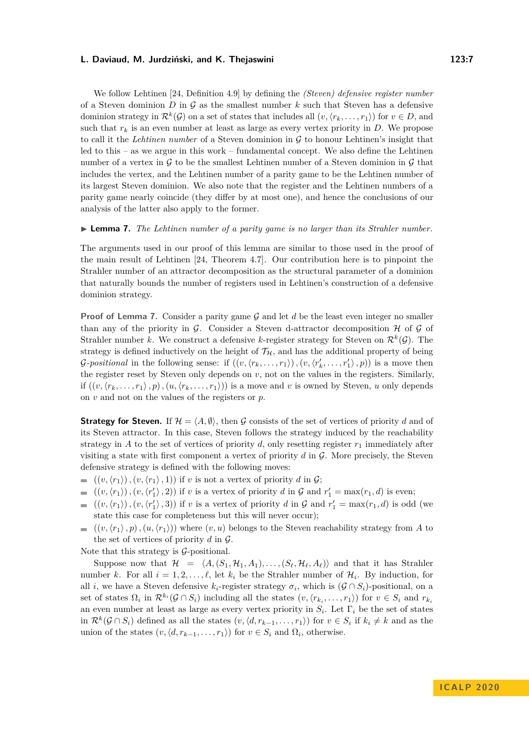We follow Lehtinen [24, Definition 4.9] by defining the *(Steven) defensive register number* of a Steven dominion $D$ in $\mathcal{G}$ as the smallest number $k$ such that Steven has a defensive dominion strategy in $\mathcal{R}^k(\mathcal{G})$ on a set of states that includes all $(v, \langle r_k, \ldots, r_1 \rangle)$ for $v \in D$, and such that $r_k$ is an even number at least as large as every vertex priority in $D$. We propose to call it the *Lehtinen number* of a Steven dominion in $\mathcal{G}$ to honour Lehtinen's insight that led to this – as we argue in this work – fundamental concept. We also define the Lehtinen number of a vertex in $\mathcal{G}$ to be the smallest Lehtinen number of a Steven dominion in $\mathcal{G}$ that includes the vertex, and the Lehtinen number of a parity game to be the Lehtinen number of its largest Steven dominion. We also note that the register and the Lehtinen numbers of a parity game nearly coincide (they differ by at most one), and hence the conclusions of our analysis of the latter also apply to the former.

▶ **Lemma 7.** *The Lehtinen number of a parity game is no larger than its Strahler number.*

The arguments used in our proof of this lemma are similar to those used in the proof of the main result of Lehtinen [24, Theorem 4.7]. Our contribution here is to pinpoint the Strahler number of an attractor decomposition as the structural parameter of a dominion that naturally bounds the number of registers used in Lehtinen's construction of a defensive dominion strategy.

**Proof of Lemma 7.** Consider a parity game $\mathcal{G}$ and let $d$ be the least even integer no smaller than any of the priority in $\mathcal{G}$. Consider a Steven d-attractor decomposition $\mathcal{H}$ of $\mathcal{G}$ of Strahler number $k$. We construct a defensive $k$-register strategy for Steven on $\mathcal{R}^k(\mathcal{G})$. The strategy is defined inductively on the height of $\mathcal{T}_{\mathcal{H}}$, and has the additional property of being $\mathcal{G}$*-positional* in the following sense: if $((v, \langle r_k, \ldots, r_1 \rangle), (v, \langle r'_k, \ldots, r'_1 \rangle, p))$ is a move then the register reset by Steven only depends on $v$, not on the values in the registers. Similarly, if $((v, \langle r_k, \ldots, r_1 \rangle, p), (u, \langle r_k, \ldots, r_1 \rangle))$ is a move and $v$ is owned by Steven, $u$ only depends on $v$ and not on the values of the registers or $p$.

**Strategy for Steven.** If $\mathcal{H} = \langle A, \emptyset \rangle$, then $\mathcal{G}$ consists of the set of vertices of priority $d$ and of its Steven attractor. In this case, Steven follows the strategy induced by the reachability strategy in $A$ to the set of vertices of priority $d$, only resetting register $r_1$ immediately after visiting a state with first component a vertex of priority $d$ in $\mathcal{G}$. More precisely, the Steven defensive strategy is defined with the following moves:

- $((v, \langle r_1 \rangle), (v, \langle r_1 \rangle, 1))$ if $v$ is not a vertex of priority $d$ in $\mathcal{G}$;
- $((v, \langle r_1 \rangle), (v, \langle r'_1 \rangle, 2))$ if $v$ is a vertex of priority $d$ in $\mathcal{G}$ and $r'_1 = \max(r_1, d)$ is even;
- $((v, \langle r_1 \rangle), (v, \langle r'_1 \rangle, 3))$ if $v$ is a vertex of priority $d$ in $\mathcal{G}$ and $r'_1 = \max(r_1, d)$ is odd (we state this case for completeness but this will never occur);
- $((v, \langle r_1 \rangle, p), (u, \langle r_1 \rangle))$ where $(v, u)$ belongs to the Steven reachability strategy from $A$ to the set of vertices of priority $d$ in $\mathcal{G}$.

Note that this strategy is $\mathcal{G}$-positional.

Suppose now that $\mathcal{H} = \langle A, (S_1, \mathcal{H}_1, A_1), \ldots, (S_\ell, \mathcal{H}_\ell, A_\ell) \rangle$ and that it has Strahler number $k$. For all $i = 1, 2, \ldots, \ell$, let $k_i$ be the Strahler number of $\mathcal{H}_i$. By induction, for all $i$, we have a Steven defensive $k_i$-register strategy $\sigma_i$, which is $(\mathcal{G} \cap S_i)$-positional, on a set of states $\Omega_i$ in $\mathcal{R}^{k_i}(\mathcal{G} \cap S_i)$ including all the states $(v, \langle r_{k_i}, \ldots, r_1 \rangle)$ for $v \in S_i$ and $r_{k_i}$ an even number at least as large as every vertex priority in $S_i$. Let $\Gamma_i$ be the set of states in $\mathcal{R}^k(\mathcal{G} \cap S_i)$ defined as all the states $(v, \langle d, r_{k-1}, \ldots, r_1 \rangle)$ for $v \in S_i$ if $k_i \neq k$ and as the union of the states $(v, \langle d, r_{k-1}, \ldots, r_1 \rangle)$ for $v \in S_i$ and $\Omega_i$, otherwise.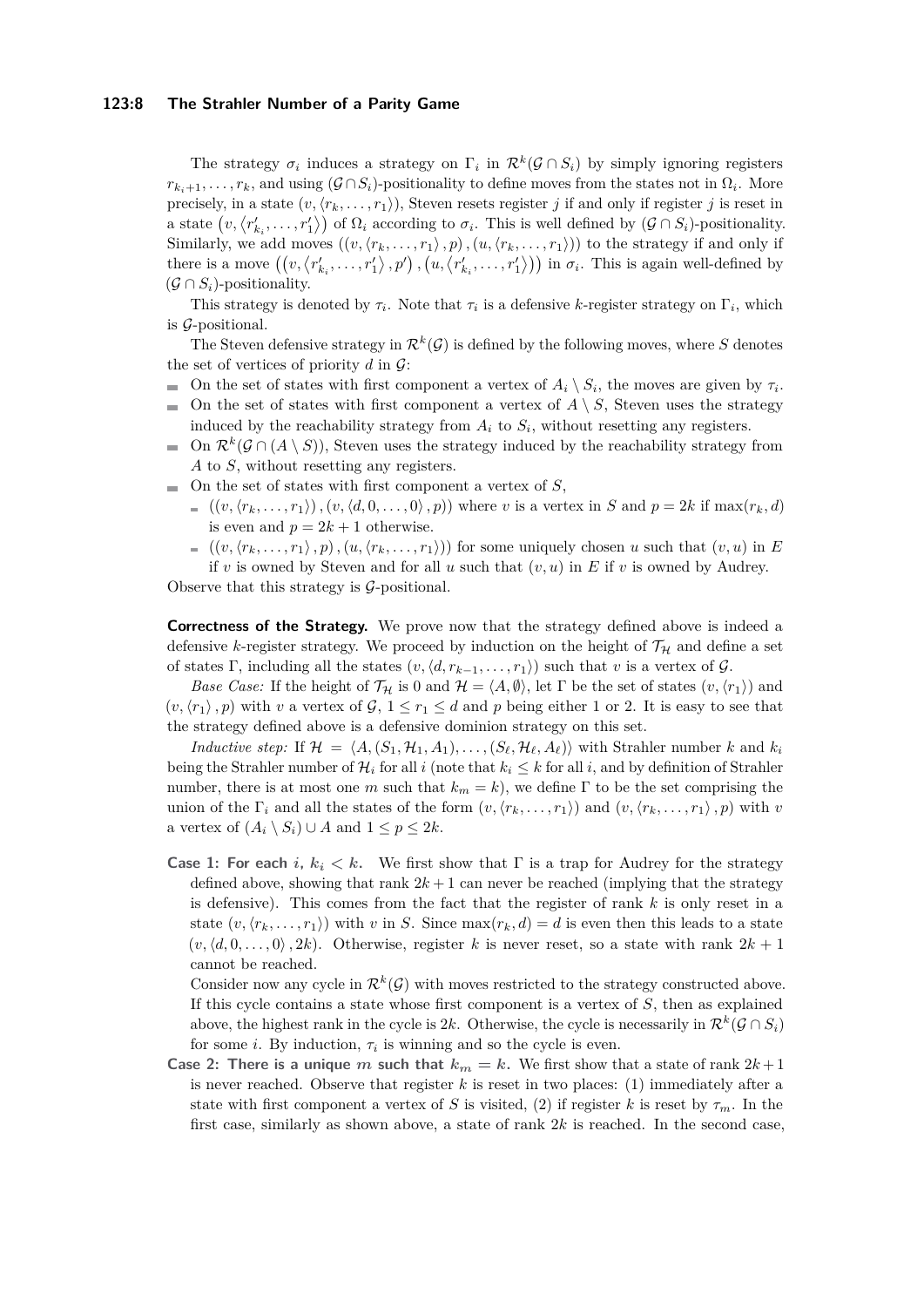The strategy $\sigma_i$ induces a strategy on $\Gamma_i$ in $\mathcal{R}^k(\mathcal{G} \cap S_i)$ by simply ignoring registers $r_{k_i+1}, \ldots, r_k$, and using $(\mathcal{G} \cap S_i)$-positionality to define moves from the states not in $\Omega_i$. More precisely, in a state $(v, \langle r_k, \ldots, r_1 \rangle)$, Steven resets register $j$ if and only if register $j$ is reset in a state $\left(v, \langle r'_{k_i}, \ldots, r'_1 \rangle\right)$ of $\Omega_i$ according to $\sigma_i$. This is well defined by $(\mathcal{G} \cap S_i)$-positionality. Similarly, we add moves $((v, \langle r_k, \ldots, r_1 \rangle, p), (u, \langle r_k, \ldots, r_1 \rangle))$ to the strategy if and only if there is a move $\left(\left(v, \langle r'_{k_i}, \ldots, r'_1 \rangle, p'\right), \left(u, \langle r'_{k_i}, \ldots, r'_1 \rangle\right)\right)$ in $\sigma_i$. This is again well-defined by $(\mathcal{G} \cap S_i)$-positionality.

This strategy is denoted by $\tau_i$. Note that $\tau_i$ is a defensive $k$-register strategy on $\Gamma_i$, which is $\mathcal{G}$-positional.

The Steven defensive strategy in $\mathcal{R}^k(\mathcal{G})$ is defined by the following moves, where $S$ denotes the set of vertices of priority $d$ in $\mathcal{G}$:

- On the set of states with first component a vertex of $A_i \setminus S_i$, the moves are given by $\tau_i$.
- On the set of states with first component a vertex of $A \setminus S$, Steven uses the strategy induced by the reachability strategy from $A_i$ to $S_i$, without resetting any registers.
- On $\mathcal{R}^k(\mathcal{G} \cap (A \setminus S))$, Steven uses the strategy induced by the reachability strategy from $A$ to $S$, without resetting any registers.
- On the set of states with first component a vertex of $S$,
  - $((v, \langle r_k, \ldots, r_1 \rangle), (v, \langle d, 0, \ldots, 0 \rangle, p))$ where $v$ is a vertex in $S$ and $p = 2k$ if $\max(r_k, d)$ is even and $p = 2k + 1$ otherwise.
  - $((v, \langle r_k, \ldots, r_1 \rangle, p), (u, \langle r_k, \ldots, r_1 \rangle))$ for some uniquely chosen $u$ such that $(v, u)$ in $E$ if $v$ is owned by Steven and for all $u$ such that $(v, u)$ in $E$ if $v$ is owned by Audrey.

Observe that this strategy is $\mathcal{G}$-positional.

**Correctness of the Strategy.** We prove now that the strategy defined above is indeed a defensive $k$-register strategy. We proceed by induction on the height of $\mathcal{T}_\mathcal{H}$ and define a set of states $\Gamma$, including all the states $(v, \langle d, r_{k-1}, \ldots, r_1 \rangle)$ such that $v$ is a vertex of $\mathcal{G}$.

*Base Case:* If the height of $\mathcal{T}_\mathcal{H}$ is 0 and $\mathcal{H} = \langle A, \emptyset \rangle$, let $\Gamma$ be the set of states $(v, \langle r_1 \rangle)$ and $(v, \langle r_1 \rangle, p)$ with $v$ a vertex of $\mathcal{G}$, $1 \leq r_1 \leq d$ and $p$ being either 1 or 2. It is easy to see that the strategy defined above is a defensive dominion strategy on this set.

*Inductive step:* If $\mathcal{H} = \langle A, (S_1, \mathcal{H}_1, A_1), \ldots, (S_\ell, \mathcal{H}_\ell, A_\ell) \rangle$ with Strahler number $k$ and $k_i$ being the Strahler number of $\mathcal{H}_i$ for all $i$ (note that $k_i \leq k$ for all $i$, and by definition of Strahler number, there is at most one $m$ such that $k_m = k$), we define $\Gamma$ to be the set comprising the union of the $\Gamma_i$ and all the states of the form $(v, \langle r_k, \ldots, r_1 \rangle)$ and $(v, \langle r_k, \ldots, r_1 \rangle, p)$ with $v$ a vertex of $(A_i \setminus S_i) \cup A$ and $1 \leq p \leq 2k$.

**Case 1: For each $i$, $k_i < k$.** We first show that $\Gamma$ is a trap for Audrey for the strategy defined above, showing that rank $2k+1$ can never be reached (implying that the strategy is defensive). This comes from the fact that the register of rank $k$ is only reset in a state $(v, \langle r_k, \ldots, r_1 \rangle)$ with $v$ in $S$. Since $\max(r_k, d) = d$ is even then this leads to a state $(v, \langle d, 0, \ldots, 0 \rangle, 2k)$. Otherwise, register $k$ is never reset, so a state with rank $2k + 1$ cannot be reached.

Consider now any cycle in $\mathcal{R}^k(\mathcal{G})$ with moves restricted to the strategy constructed above. If this cycle contains a state whose first component is a vertex of $S$, then as explained above, the highest rank in the cycle is $2k$. Otherwise, the cycle is necessarily in $\mathcal{R}^k(\mathcal{G} \cap S_i)$ for some $i$. By induction, $\tau_i$ is winning and so the cycle is even.

**Case 2: There is a unique $m$ such that $k_m = k$.** We first show that a state of rank $2k+1$ is never reached. Observe that register $k$ is reset in two places: (1) immediately after a state with first component a vertex of $S$ is visited, (2) if register $k$ is reset by $\tau_m$. In the first case, similarly as shown above, a state of rank $2k$ is reached. In the second case,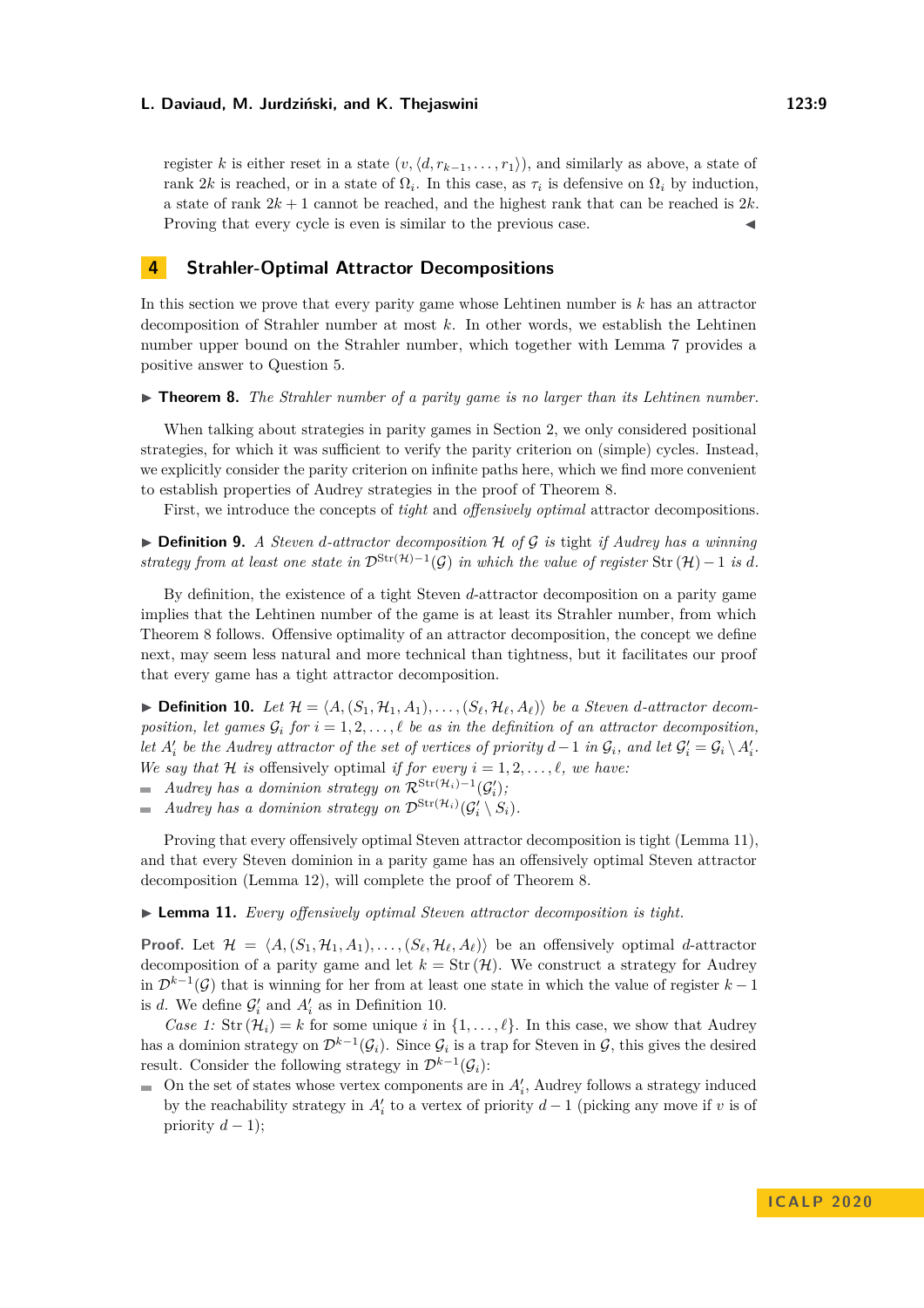register $k$ is either reset in a state $(v, \langle d, r_{k-1}, \ldots, r_1 \rangle)$, and similarly as above, a state of rank $2k$ is reached, or in a state of $\Omega_i$. In this case, as $\tau_i$ is defensive on $\Omega_i$ by induction, a state of rank $2k+1$ cannot be reached, and the highest rank that can be reached is $2k$. Proving that every cycle is even is similar to the previous case. ◀

## 4 Strahler-Optimal Attractor Decompositions

In this section we prove that every parity game whose Lehtinen number is $k$ has an attractor decomposition of Strahler number at most $k$. In other words, we establish the Lehtinen number upper bound on the Strahler number, which together with Lemma 7 provides a positive answer to Question 5.

▶ **Theorem 8.** *The Strahler number of a parity game is no larger than its Lehtinen number.*

When talking about strategies in parity games in Section 2, we only considered positional strategies, for which it was sufficient to verify the parity criterion on (simple) cycles. Instead, we explicitly consider the parity criterion on infinite paths here, which we find more convenient to establish properties of Audrey strategies in the proof of Theorem 8.

First, we introduce the concepts of *tight* and *offensively optimal* attractor decompositions.

▶ **Definition 9.** *A Steven $d$-attractor decomposition $\mathcal{H}$ of $\mathcal{G}$ is* tight *if Audrey has a winning strategy from at least one state in $\mathcal{D}^{\mathrm{Str}(\mathcal{H})-1}(\mathcal{G})$ in which the value of register $\mathrm{Str}(\mathcal{H})-1$ is $d$.*

By definition, the existence of a tight Steven $d$-attractor decomposition on a parity game implies that the Lehtinen number of the game is at least its Strahler number, from which Theorem 8 follows. Offensive optimality of an attractor decomposition, the concept we define next, may seem less natural and more technical than tightness, but it facilitates our proof that every game has a tight attractor decomposition.

▶ **Definition 10.** *Let $\mathcal{H} = \langle A, (S_1, \mathcal{H}_1, A_1), \ldots, (S_\ell, \mathcal{H}_\ell, A_\ell) \rangle$ be a Steven $d$-attractor decomposition, let games $\mathcal{G}_i$ for $i = 1, 2, \ldots, \ell$ be as in the definition of an attractor decomposition, let $A'_i$ be the Audrey attractor of the set of vertices of priority $d-1$ in $\mathcal{G}_i$, and let $\mathcal{G}'_i = \mathcal{G}_i \setminus A'_i$. We say that $\mathcal{H}$ is* offensively optimal *if for every $i = 1, 2, \ldots, \ell$, we have:*

- *Audrey has a dominion strategy on $\mathcal{R}^{\mathrm{Str}(\mathcal{H}_i)-1}(\mathcal{G}'_i)$;*
- *Audrey has a dominion strategy on $\mathcal{D}^{\mathrm{Str}(\mathcal{H}_i)}(\mathcal{G}'_i \setminus S_i)$.*

Proving that every offensively optimal Steven attractor decomposition is tight (Lemma 11), and that every Steven dominion in a parity game has an offensively optimal Steven attractor decomposition (Lemma 12), will complete the proof of Theorem 8.

▶ **Lemma 11.** *Every offensively optimal Steven attractor decomposition is tight.*

**Proof.** Let $\mathcal{H} = \langle A, (S_1, \mathcal{H}_1, A_1), \ldots, (S_\ell, \mathcal{H}_\ell, A_\ell) \rangle$ be an offensively optimal $d$-attractor decomposition of a parity game and let $k = \mathrm{Str}(\mathcal{H})$. We construct a strategy for Audrey in $\mathcal{D}^{k-1}(\mathcal{G})$ that is winning for her from at least one state in which the value of register $k-1$ is $d$. We define $\mathcal{G}'_i$ and $A'_i$ as in Definition 10.

*Case 1:* $\mathrm{Str}(\mathcal{H}_i) = k$ for some unique $i$ in $\{1, \ldots, \ell\}$. In this case, we show that Audrey has a dominion strategy on $\mathcal{D}^{k-1}(\mathcal{G}_i)$. Since $\mathcal{G}_i$ is a trap for Steven in $\mathcal{G}$, this gives the desired result. Consider the following strategy in $\mathcal{D}^{k-1}(\mathcal{G}_i)$:

- On the set of states whose vertex components are in $A'_i$, Audrey follows a strategy induced by the reachability strategy in $A'_i$ to a vertex of priority $d-1$ (picking any move if $v$ is of priority $d-1$);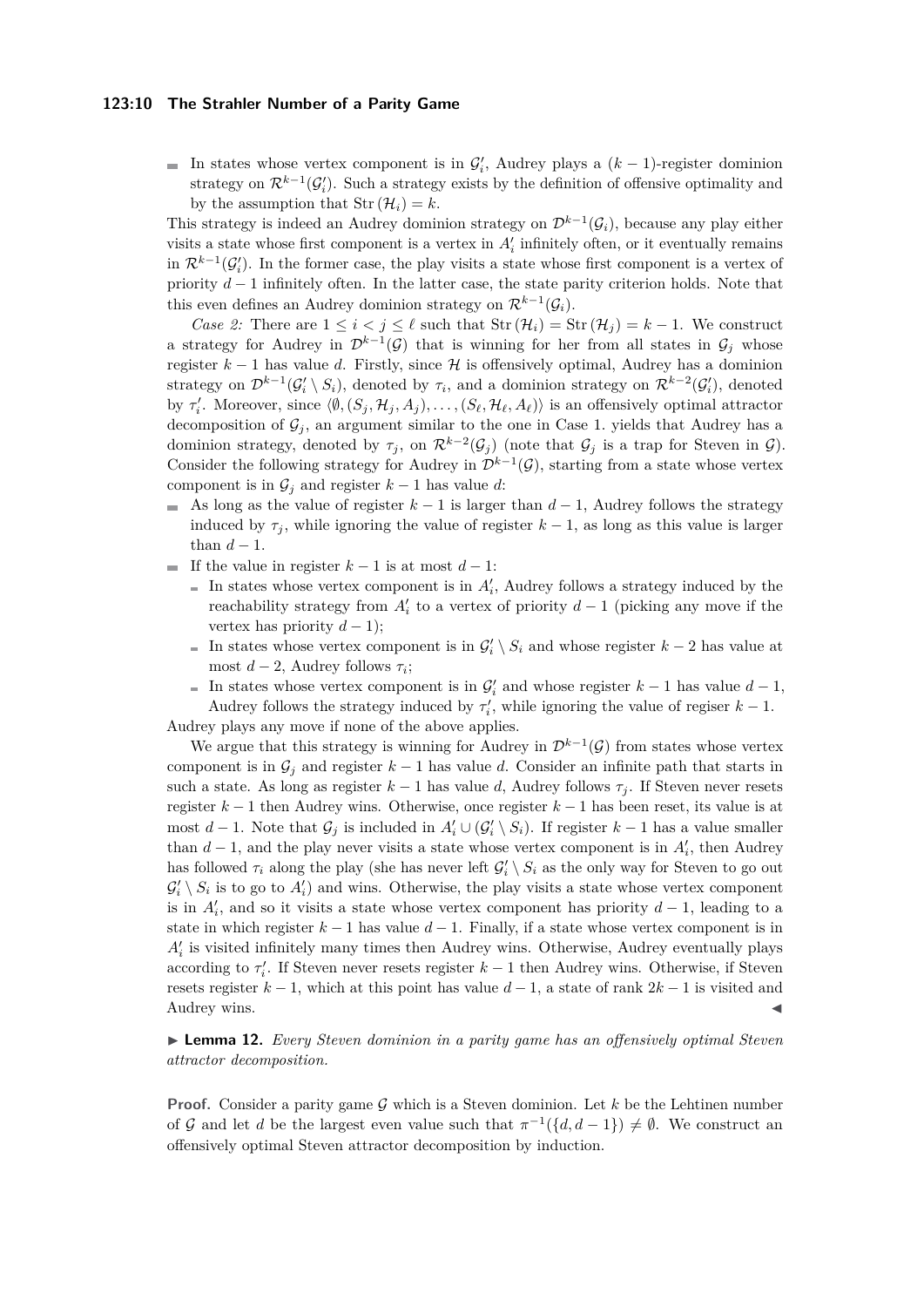- In states whose vertex component is in $\mathcal{G}'_i$, Audrey plays a $(k-1)$-register dominion strategy on $\mathcal{R}^{k-1}(\mathcal{G}'_i)$. Such a strategy exists by the definition of offensive optimality and by the assumption that $\mathrm{Str}(\mathcal{H}_i) = k$.

This strategy is indeed an Audrey dominion strategy on $\mathcal{D}^{k-1}(\mathcal{G}_i)$, because any play either visits a state whose first component is a vertex in $A'_i$ infinitely often, or it eventually remains in $\mathcal{R}^{k-1}(\mathcal{G}'_i)$. In the former case, the play visits a state whose first component is a vertex of priority $d-1$ infinitely often. In the latter case, the state parity criterion holds. Note that this even defines an Audrey dominion strategy on $\mathcal{R}^{k-1}(\mathcal{G}_i)$.

*Case 2:* There are $1 \leq i < j \leq \ell$ such that $\mathrm{Str}(\mathcal{H}_i) = \mathrm{Str}(\mathcal{H}_j) = k-1$. We construct a strategy for Audrey in $\mathcal{D}^{k-1}(\mathcal{G})$ that is winning for her from all states in $\mathcal{G}_j$ whose register $k-1$ has value $d$. Firstly, since $\mathcal{H}$ is offensively optimal, Audrey has a dominion strategy on $\mathcal{D}^{k-1}(\mathcal{G}'_i \setminus S_i)$, denoted by $\tau_i$, and a dominion strategy on $\mathcal{R}^{k-2}(\mathcal{G}'_i)$, denoted by $\tau'_i$. Moreover, since $\langle \emptyset, (S_j, \mathcal{H}_j, A_j), \dots, (S_\ell, \mathcal{H}_\ell, A_\ell) \rangle$ is an offensively optimal attractor decomposition of $\mathcal{G}_j$, an argument similar to the one in Case 1. yields that Audrey has a dominion strategy, denoted by $\tau_j$, on $\mathcal{R}^{k-2}(\mathcal{G}_j)$ (note that $\mathcal{G}_j$ is a trap for Steven in $\mathcal{G}$). Consider the following strategy for Audrey in $\mathcal{D}^{k-1}(\mathcal{G})$, starting from a state whose vertex component is in $\mathcal{G}_j$ and register $k-1$ has value $d$:

- As long as the value of register $k-1$ is larger than $d-1$, Audrey follows the strategy induced by $\tau_j$, while ignoring the value of register $k-1$, as long as this value is larger than $d-1$.
- If the value in register $k-1$ is at most $d-1$:
  - In states whose vertex component is in $A'_i$, Audrey follows a strategy induced by the reachability strategy from $A'_i$ to a vertex of priority $d-1$ (picking any move if the vertex has priority $d-1$);
  - In states whose vertex component is in $\mathcal{G}'_i \setminus S_i$ and whose register $k-2$ has value at most $d-2$, Audrey follows $\tau_i$;
  - In states whose vertex component is in $\mathcal{G}'_i$ and whose register $k-1$ has value $d-1$, Audrey follows the strategy induced by $\tau'_i$, while ignoring the value of regiser $k-1$.

Audrey plays any move if none of the above applies.

We argue that this strategy is winning for Audrey in $\mathcal{D}^{k-1}(\mathcal{G})$ from states whose vertex component is in $\mathcal{G}_j$ and register $k-1$ has value $d$. Consider an infinite path that starts in such a state. As long as register $k-1$ has value $d$, Audrey follows $\tau_j$. If Steven never resets register $k-1$ then Audrey wins. Otherwise, once register $k-1$ has been reset, its value is at most $d-1$. Note that $\mathcal{G}_j$ is included in $A'_i \cup (\mathcal{G}'_i \setminus S_i)$. If register $k-1$ has a value smaller than $d-1$, and the play never visits a state whose vertex component is in $A'_i$, then Audrey has followed $\tau_i$ along the play (she has never left $\mathcal{G}'_i \setminus S_i$ as the only way for Steven to go out $\mathcal{G}'_i \setminus S_i$ is to go to $A'_i$) and wins. Otherwise, the play visits a state whose vertex component is in $A'_i$, and so it visits a state whose vertex component has priority $d-1$, leading to a state in which register $k-1$ has value $d-1$. Finally, if a state whose vertex component is in $A'_i$ is visited infinitely many times then Audrey wins. Otherwise, Audrey eventually plays according to $\tau'_i$. If Steven never resets register $k-1$ then Audrey wins. Otherwise, if Steven resets register $k-1$, which at this point has value $d-1$, a state of rank $2k-1$ is visited and Audrey wins. ◀

▶ **Lemma 12.** *Every Steven dominion in a parity game has an offensively optimal Steven attractor decomposition.*

**Proof.** Consider a parity game $\mathcal{G}$ which is a Steven dominion. Let $k$ be the Lehtinen number of $\mathcal{G}$ and let $d$ be the largest even value such that $\pi^{-1}(\{d, d-1\}) \neq \emptyset$. We construct an offensively optimal Steven attractor decomposition by induction.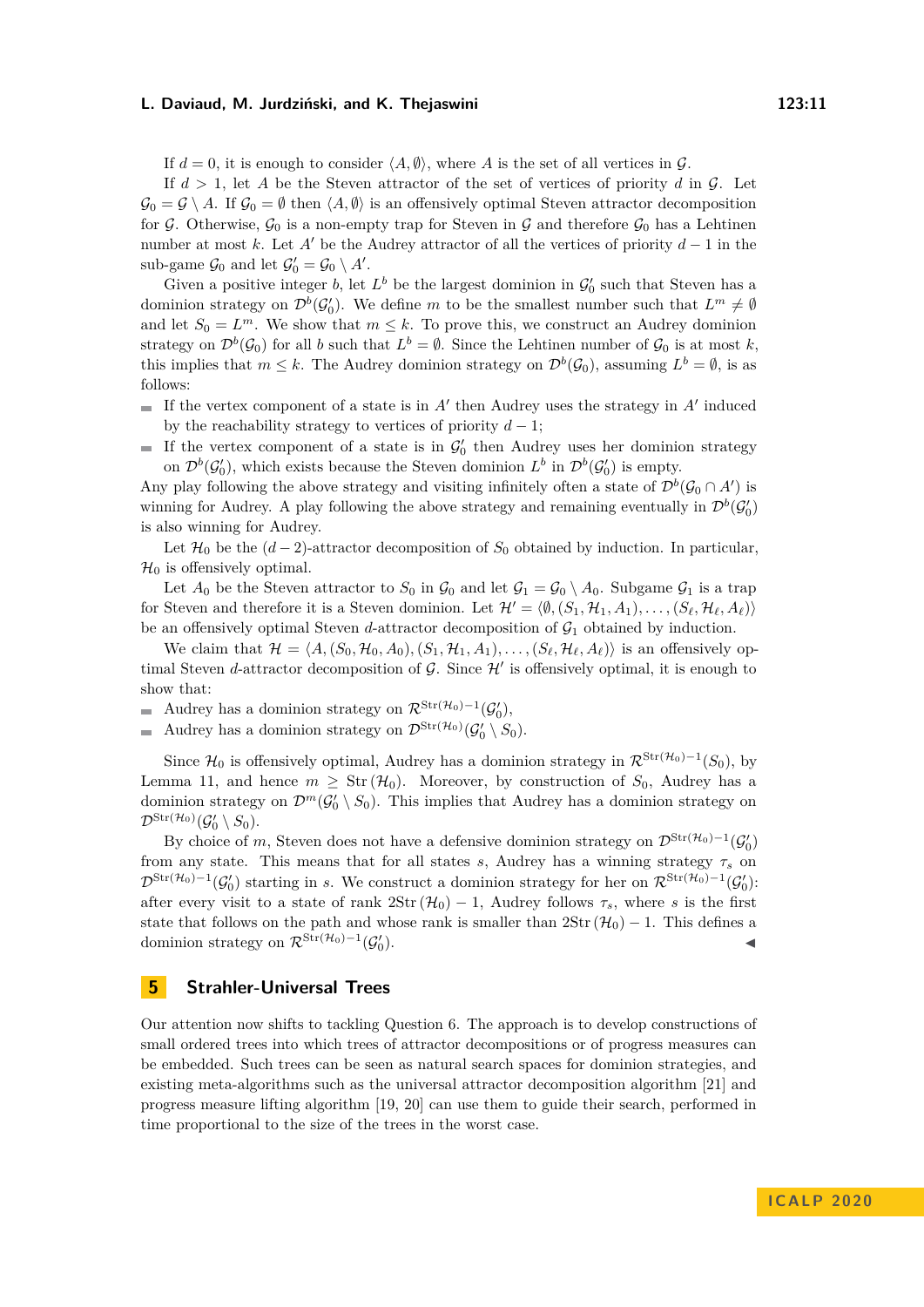If $d = 0$, it is enough to consider $\langle A, \emptyset\rangle$, where $A$ is the set of all vertices in $\mathcal{G}$.

If $d > 1$, let $A$ be the Steven attractor of the set of vertices of priority $d$ in $\mathcal{G}$. Let $\mathcal{G}_0 = \mathcal{G} \setminus A$. If $\mathcal{G}_0 = \emptyset$ then $\langle A, \emptyset\rangle$ is an offensively optimal Steven attractor decomposition for $\mathcal{G}$. Otherwise, $\mathcal{G}_0$ is a non-empty trap for Steven in $\mathcal{G}$ and therefore $\mathcal{G}_0$ has a Lehtinen number at most $k$. Let $A'$ be the Audrey attractor of all the vertices of priority $d-1$ in the sub-game $\mathcal{G}_0$ and let $\mathcal{G}'_0 = \mathcal{G}_0 \setminus A'$.

Given a positive integer $b$, let $L^b$ be the largest dominion in $\mathcal{G}'_0$ such that Steven has a dominion strategy on $\mathcal{D}^b(\mathcal{G}'_0)$. We define $m$ to be the smallest number such that $L^m \neq \emptyset$ and let $S_0 = L^m$. We show that $m \leq k$. To prove this, we construct an Audrey dominion strategy on $\mathcal{D}^b(\mathcal{G}_0)$ for all $b$ such that $L^b = \emptyset$. Since the Lehtinen number of $\mathcal{G}_0$ is at most $k$, this implies that $m \leq k$. The Audrey dominion strategy on $\mathcal{D}^b(\mathcal{G}_0)$, assuming $L^b = \emptyset$, is as follows:

- If the vertex component of a state is in $A'$ then Audrey uses the strategy in $A'$ induced by the reachability strategy to vertices of priority $d-1$;
- If the vertex component of a state is in $\mathcal{G}'_0$ then Audrey uses her dominion strategy on $\mathcal{D}^b(\mathcal{G}'_0)$, which exists because the Steven dominion $L^b$ in $\mathcal{D}^b(\mathcal{G}'_0)$ is empty.

Any play following the above strategy and visiting infinitely often a state of $\mathcal{D}^b(\mathcal{G}_0 \cap A')$ is winning for Audrey. A play following the above strategy and remaining eventually in $\mathcal{D}^b(\mathcal{G}'_0)$ is also winning for Audrey.

Let $\mathcal{H}_0$ be the $(d-2)$-attractor decomposition of $S_0$ obtained by induction. In particular, $\mathcal{H}_0$ is offensively optimal.

Let $A_0$ be the Steven attractor to $S_0$ in $\mathcal{G}_0$ and let $\mathcal{G}_1 = \mathcal{G}_0 \setminus A_0$. Subgame $\mathcal{G}_1$ is a trap for Steven and therefore it is a Steven dominion. Let $\mathcal{H}' = \langle \emptyset, (S_1, \mathcal{H}_1, A_1), \ldots, (S_\ell, \mathcal{H}_\ell, A_\ell)\rangle$ be an offensively optimal Steven $d$-attractor decomposition of $\mathcal{G}_1$ obtained by induction.

We claim that $\mathcal{H} = \langle A, (S_0, \mathcal{H}_0, A_0), (S_1, \mathcal{H}_1, A_1), \ldots, (S_\ell, \mathcal{H}_\ell, A_\ell)\rangle$ is an offensively optimal Steven $d$-attractor decomposition of $\mathcal{G}$. Since $\mathcal{H}'$ is offensively optimal, it is enough to show that:

- Audrey has a dominion strategy on $\mathcal{R}^{\mathrm{Str}(\mathcal{H}_0)-1}(\mathcal{G}'_0)$,
- Audrey has a dominion strategy on $\mathcal{D}^{\mathrm{Str}(\mathcal{H}_0)}(\mathcal{G}'_0 \setminus S_0)$.

Since $\mathcal{H}_0$ is offensively optimal, Audrey has a dominion strategy in $\mathcal{R}^{\mathrm{Str}(\mathcal{H}_0)-1}(S_0)$, by Lemma 11, and hence $m \geq \mathrm{Str}(\mathcal{H}_0)$. Moreover, by construction of $S_0$, Audrey has a dominion strategy on $\mathcal{D}^m(\mathcal{G}'_0 \setminus S_0)$. This implies that Audrey has a dominion strategy on $\mathcal{D}^{\mathrm{Str}(\mathcal{H}_0)}(\mathcal{G}'_0 \setminus S_0)$.

By choice of $m$, Steven does not have a defensive dominion strategy on $\mathcal{D}^{\mathrm{Str}(\mathcal{H}_0)-1}(\mathcal{G}'_0)$ from any state. This means that for all states $s$, Audrey has a winning strategy $\tau_s$ on $\mathcal{D}^{\mathrm{Str}(\mathcal{H}_0)-1}(\mathcal{G}'_0)$ starting in $s$. We construct a dominion strategy for her on $\mathcal{R}^{\mathrm{Str}(\mathcal{H}_0)-1}(\mathcal{G}'_0)$: after every visit to a state of rank $2\mathrm{Str}(\mathcal{H}_0) - 1$, Audrey follows $\tau_s$, where $s$ is the first state that follows on the path and whose rank is smaller than $2\mathrm{Str}(\mathcal{H}_0) - 1$. This defines a dominion strategy on $\mathcal{R}^{\mathrm{Str}(\mathcal{H}_0)-1}(\mathcal{G}'_0)$. ◀

## 5 Strahler-Universal Trees

Our attention now shifts to tackling Question 6. The approach is to develop constructions of small ordered trees into which trees of attractor decompositions or of progress measures can be embedded. Such trees can be seen as natural search spaces for dominion strategies, and existing meta-algorithms such as the universal attractor decomposition algorithm [21] and progress measure lifting algorithm [19, 20] can use them to guide their search, performed in time proportional to the size of the trees in the worst case.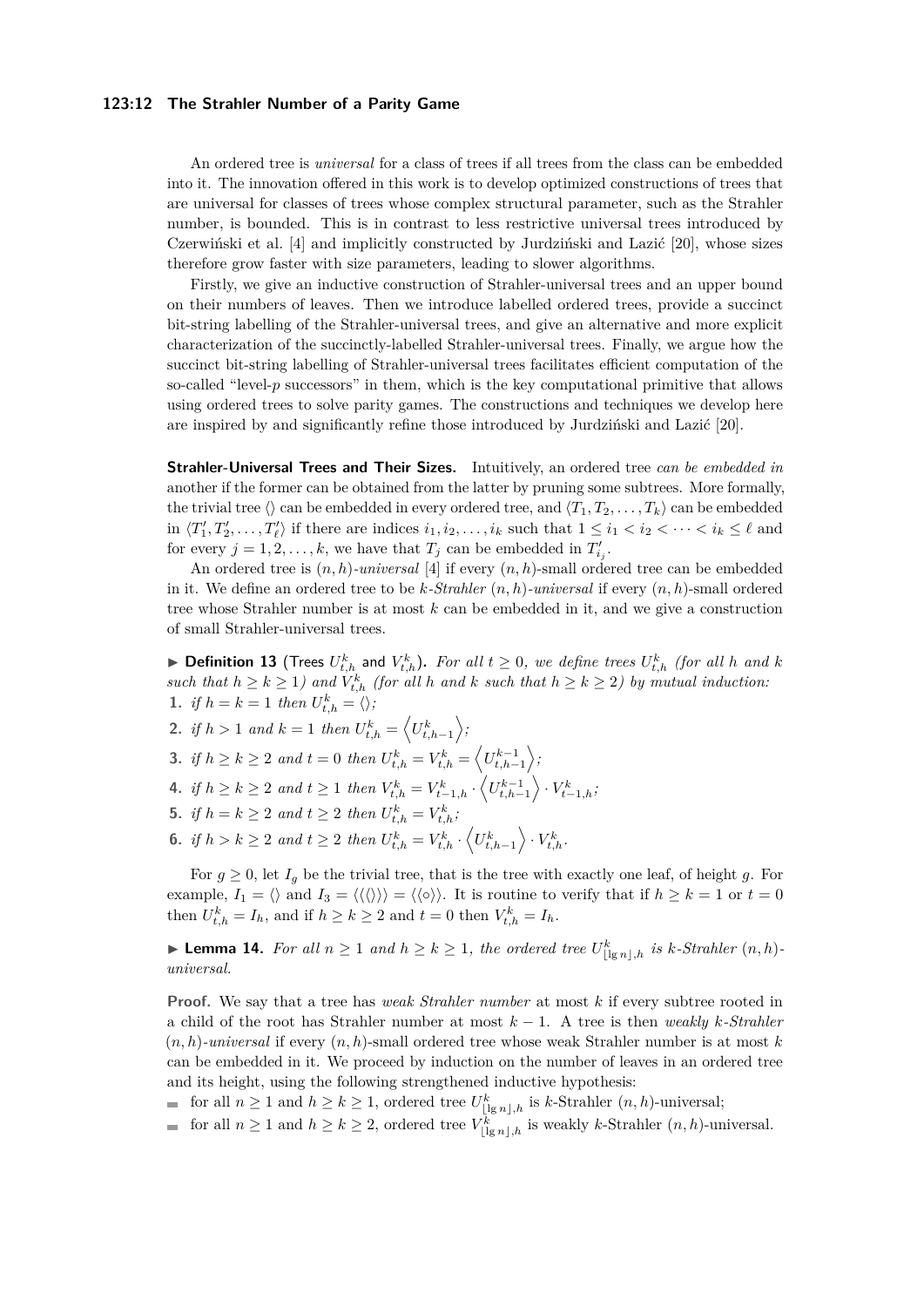An ordered tree is *universal* for a class of trees if all trees from the class can be embedded into it. The innovation offered in this work is to develop optimized constructions of trees that are universal for classes of trees whose complex structural parameter, such as the Strahler number, is bounded. This is in contrast to less restrictive universal trees introduced by Czerwiński et al. [4] and implicitly constructed by Jurdziński and Lazić [20], whose sizes therefore grow faster with size parameters, leading to slower algorithms.

Firstly, we give an inductive construction of Strahler-universal trees and an upper bound on their numbers of leaves. Then we introduce labelled ordered trees, provide a succinct bit-string labelling of the Strahler-universal trees, and give an alternative and more explicit characterization of the succinctly-labelled Strahler-universal trees. Finally, we argue how the succinct bit-string labelling of Strahler-universal trees facilitates efficient computation of the so-called "level-$p$ successors" in them, which is the key computational primitive that allows using ordered trees to solve parity games. The constructions and techniques we develop here are inspired by and significantly refine those introduced by Jurdziński and Lazić [20].

**Strahler-Universal Trees and Their Sizes.** Intuitively, an ordered tree *can be embedded in* another if the former can be obtained from the latter by pruning some subtrees. More formally, the trivial tree $\langle\rangle$ can be embedded in every ordered tree, and $\langle T_1, T_2, \ldots, T_k\rangle$ can be embedded in $\langle T'_1, T'_2, \ldots, T'_\ell\rangle$ if there are indices $i_1, i_2, \ldots, i_k$ such that $1 \le i_1 < i_2 < \cdots < i_k \le \ell$ and for every $j = 1, 2, \ldots, k$, we have that $T_j$ can be embedded in $T'_{i_j}$.

An ordered tree is $(n, h)$*-universal* [4] if every $(n, h)$-small ordered tree can be embedded in it. We define an ordered tree to be $k$*-Strahler* $(n, h)$*-universal* if every $(n, h)$-small ordered tree whose Strahler number is at most $k$ can be embedded in it, and we give a construction of small Strahler-universal trees.

▶ **Definition 13** (Trees $U^k_{t,h}$ and $V^k_{t,h}$)**.** *For all $t \ge 0$, we define trees $U^k_{t,h}$ (for all $h$ and $k$ such that $h \ge k \ge 1$) and $V^k_{t,h}$ (for all $h$ and $k$ such that $h \ge k \ge 2$) by mutual induction:*

1. *if $h = k = 1$ then $U^k_{t,h} = \langle\rangle$;*
2. *if $h > 1$ and $k = 1$ then $U^k_{t,h} = \left\langle U^k_{t,h-1}\right\rangle$;*
3. *if $h \ge k \ge 2$ and $t = 0$ then $U^k_{t,h} = V^k_{t,h} = \left\langle U^{k-1}_{t,h-1}\right\rangle$;*
4. *if $h \ge k \ge 2$ and $t \ge 1$ then $V^k_{t,h} = V^k_{t-1,h} \cdot \left\langle U^{k-1}_{t,h-1}\right\rangle \cdot V^k_{t-1,h}$;*
5. *if $h = k \ge 2$ and $t \ge 2$ then $U^k_{t,h} = V^k_{t,h}$;*
6. *if $h > k \ge 2$ and $t \ge 2$ then $U^k_{t,h} = V^k_{t,h} \cdot \left\langle U^k_{t,h-1}\right\rangle \cdot V^k_{t,h}$.*

For $g \ge 0$, let $I_g$ be the trivial tree, that is the tree with exactly one leaf, of height $g$. For example, $I_1 = \langle\rangle$ and $I_3 = \langle\langle\langle\rangle\rangle\rangle = \langle\langle\circ\rangle\rangle$. It is routine to verify that if $h \ge k = 1$ or $t = 0$ then $U^k_{t,h} = I_h$, and if $h \ge k \ge 2$ and $t = 0$ then $V^k_{t,h} = I_h$.

▶ **Lemma 14.** *For all $n \ge 1$ and $h \ge k \ge 1$, the ordered tree $U^k_{\lfloor \lg n\rfloor,h}$ is $k$-Strahler $(n, h)$-universal.*

**Proof.** We say that a tree has *weak Strahler number* at most $k$ if every subtree rooted in a child of the root has Strahler number at most $k - 1$. A tree is then *weakly $k$-Strahler* $(n, h)$*-universal* if every $(n, h)$-small ordered tree whose weak Strahler number is at most $k$ can be embedded in it. We proceed by induction on the number of leaves in an ordered tree and its height, using the following strengthened inductive hypothesis:

- for all $n \ge 1$ and $h \ge k \ge 1$, ordered tree $U^k_{\lfloor \lg n\rfloor,h}$ is $k$-Strahler $(n, h)$-universal;
- for all $n \ge 1$ and $h \ge k \ge 2$, ordered tree $V^k_{\lfloor \lg n\rfloor,h}$ is weakly $k$-Strahler $(n, h)$-universal.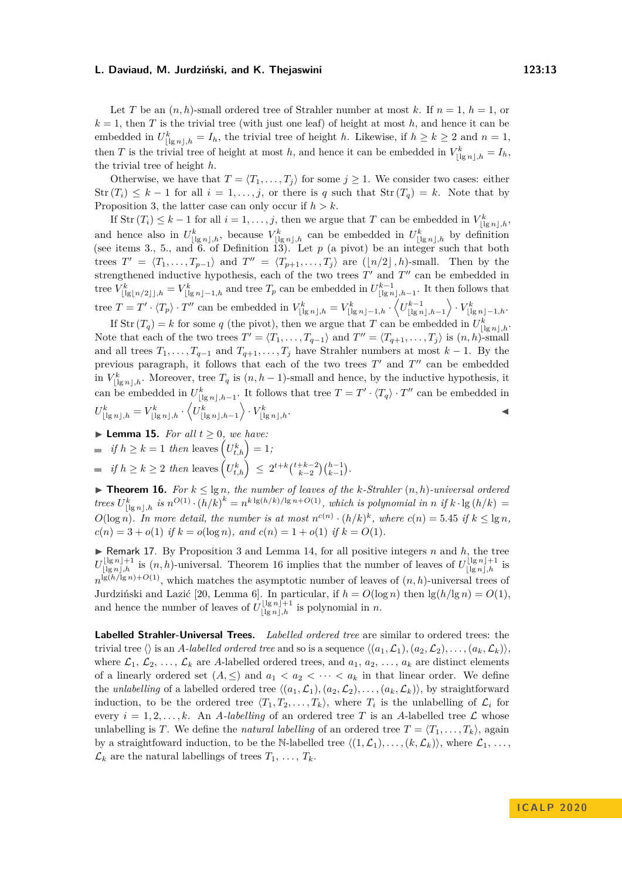Let $T$ be an $(n,h)$-small ordered tree of Strahler number at most $k$. If $n = 1$, $h = 1$, or $k = 1$, then $T$ is the trivial tree (with just one leaf) of height at most $h$, and hence it can be embedded in $U^k_{\lfloor \lg n \rfloor, h} = I_h$, the trivial tree of height $h$. Likewise, if $h \geq k \geq 2$ and $n = 1$, then $T$ is the trivial tree of height at most $h$, and hence it can be embedded in $V^k_{\lfloor \lg n \rfloor, h} = I_h$, the trivial tree of height $h$.

Otherwise, we have that $T = \langle T_1, \ldots, T_j \rangle$ for some $j \geq 1$. We consider two cases: either $\mathrm{Str}(T_i) \leq k-1$ for all $i = 1, \ldots, j$, or there is $q$ such that $\mathrm{Str}(T_q) = k$. Note that by Proposition 3, the latter case can only occur if $h > k$.

If $\mathrm{Str}(T_i) \leq k-1$ for all $i = 1, \ldots, j$, then we argue that $T$ can be embedded in $V^k_{\lfloor \lg n \rfloor, h}$, and hence also in $U^k_{\lfloor \lg n \rfloor, h}$, because $V^k_{\lfloor \lg n \rfloor, h}$ can be embedded in $U^k_{\lfloor \lg n \rfloor, h}$ by definition (see items 3., 5., and 6. of Definition 13). Let $p$ (a pivot) be an integer such that both trees $T' = \langle T_1, \ldots, T_{p-1} \rangle$ and $T'' = \langle T_{p+1}, \ldots, T_j \rangle$ are $(\lfloor n/2 \rfloor, h)$-small. Then by the strengthened inductive hypothesis, each of the two trees $T'$ and $T''$ can be embedded in tree $V^k_{\lfloor \lg \lfloor n/2 \rfloor \rfloor, h} = V^k_{\lfloor \lg n \rfloor - 1, h}$ and tree $T_p$ can be embedded in $U^{k-1}_{\lfloor \lg n \rfloor, h-1}$. It then follows that tree $T = T' \cdot \langle T_p \rangle \cdot T''$ can be embedded in $V^k_{\lfloor \lg n \rfloor, h} = V^k_{\lfloor \lg n \rfloor - 1, h} \cdot \left\langle U^{k-1}_{\lfloor \lg n \rfloor, h-1} \right\rangle \cdot V^k_{\lfloor \lg n \rfloor - 1, h}$.

If $\mathrm{Str}(T_q) = k$ for some $q$ (the pivot), then we argue that $T$ can be embedded in $U^k_{\lfloor \lg n \rfloor, h}$. Note that each of the two trees $T' = \langle T_1, \ldots, T_{q-1} \rangle$ and $T'' = \langle T_{q+1}, \ldots, T_j \rangle$ is $(n,h)$-small and all trees $T_1, \ldots, T_{q-1}$ and $T_{q+1}, \ldots, T_j$ have Strahler numbers at most $k-1$. By the previous paragraph, it follows that each of the two trees $T'$ and $T''$ can be embedded in $V^k_{\lfloor \lg n \rfloor, h}$. Moreover, tree $T_q$ is $(n, h-1)$-small and hence, by the inductive hypothesis, it can be embedded in $U^k_{\lfloor \lg n \rfloor, h-1}$. It follows that tree $T = T' \cdot \langle T_q \rangle \cdot T''$ can be embedded in $U^k_{\lfloor \lg n \rfloor, h} = V^k_{\lfloor \lg n \rfloor, h} \cdot \left\langle U^k_{\lfloor \lg n \rfloor, h-1} \right\rangle \cdot V^k_{\lfloor \lg n \rfloor, h}$. ◀

▶ **Lemma 15.** *For all $t \geq 0$, we have:*

- *if $h \geq k = 1$ then $\mathrm{leaves}\left(U^k_{t,h}\right) = 1$;*
- *if $h \geq k \geq 2$ then $\mathrm{leaves}\left(U^k_{t,h}\right) \leq 2^{t+k}\binom{t+k-2}{k-2}\binom{h-1}{k-1}$.*

▶ **Theorem 16.** *For $k \leq \lg n$, the number of leaves of the $k$-Strahler $(n,h)$-universal ordered trees $U^k_{\lfloor \lg n \rfloor, h}$ is $n^{O(1)} \cdot (h/k)^k = n^{k \lg(h/k)/\lg n + O(1)}$, which is polynomial in $n$ if $k \cdot \lg(h/k) = O(\log n)$. In more detail, the number is at most $n^{c(n)} \cdot (h/k)^k$, where $c(n) = 5.45$ if $k \leq \lg n$, $c(n) = 3 + o(1)$ if $k = o(\log n)$, and $c(n) = 1 + o(1)$ if $k = O(1)$.*

▶ Remark 17. By Proposition 3 and Lemma 14, for all positive integers $n$ and $h$, the tree $U^{\lfloor \lg n \rfloor + 1}_{\lfloor \lg n \rfloor, h}$ is $(n,h)$-universal. Theorem 16 implies that the number of leaves of $U^{\lfloor \lg n \rfloor + 1}_{\lfloor \lg n \rfloor, h}$ is $n^{\lg(h/\lg n) + O(1)}$, which matches the asymptotic number of leaves of $(n,h)$-universal trees of Jurdziński and Lazić [20, Lemma 6]. In particular, if $h = O(\log n)$ then $\lg(h/\lg n) = O(1)$, and hence the number of leaves of $U^{\lfloor \lg n \rfloor + 1}_{\lfloor \lg n \rfloor, h}$ is polynomial in $n$.

**Labelled Strahler-Universal Trees.** *Labelled ordered tree* are similar to ordered trees: the trivial tree $\langle\rangle$ is an *$A$-labelled ordered tree* and so is a sequence $\langle (a_1, \mathcal{L}_1), (a_2, \mathcal{L}_2), \ldots, (a_k, \mathcal{L}_k) \rangle$, where $\mathcal{L}_1, \mathcal{L}_2, \ldots, \mathcal{L}_k$ are $A$-labelled ordered trees, and $a_1, a_2, \ldots, a_k$ are distinct elements of a linearly ordered set $(A, \leq)$ and $a_1 < a_2 < \cdots < a_k$ in that linear order. We define the *unlabelling* of a labelled ordered tree $\langle (a_1, \mathcal{L}_1), (a_2, \mathcal{L}_2), \ldots, (a_k, \mathcal{L}_k) \rangle$, by straightforward induction, to be the ordered tree $\langle T_1, T_2, \ldots, T_k \rangle$, where $T_i$ is the unlabelling of $\mathcal{L}_i$ for every $i = 1, 2, \ldots, k$. An *$A$-labelling* of an ordered tree $T$ is an $A$-labelled tree $\mathcal{L}$ whose unlabelling is $T$. We define the *natural labelling* of an ordered tree $T = \langle T_1, \ldots, T_k \rangle$, again by a straightfoward induction, to be the $\mathbb{N}$-labelled tree $\langle (1, \mathcal{L}_1), \ldots, (k, \mathcal{L}_k) \rangle$, where $\mathcal{L}_1, \ldots, \mathcal{L}_k$ are the natural labellings of trees $T_1, \ldots, T_k$.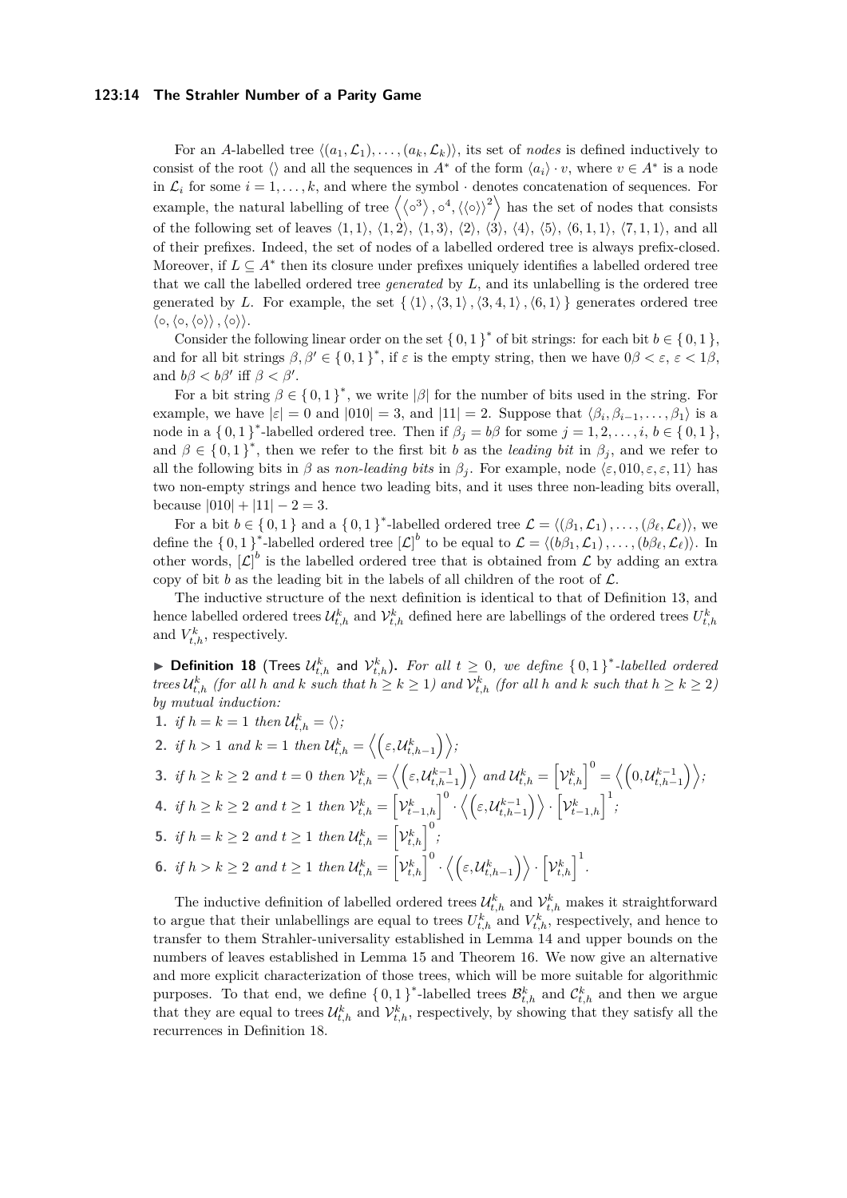For an $A$-labelled tree $\langle (a_1, \mathcal{L}_1), \ldots, (a_k, \mathcal{L}_k) \rangle$, its set of *nodes* is defined inductively to consist of the root $\langle\rangle$ and all the sequences in $A^*$ of the form $\langle a_i \rangle \cdot v$, where $v \in A^*$ is a node in $\mathcal{L}_i$ for some $i = 1, \ldots, k$, and where the symbol $\cdot$ denotes concatenation of sequences. For example, the natural labelling of tree $\left\langle \left\langle \circ^3 \right\rangle, \circ^4, \langle\langle \circ \rangle\rangle^2 \right\rangle$ has the set of nodes that consists of the following set of leaves $\langle 1, 1 \rangle$, $\langle 1, 2 \rangle$, $\langle 1, 3 \rangle$, $\langle 2 \rangle$, $\langle 3 \rangle$, $\langle 4 \rangle$, $\langle 5 \rangle$, $\langle 6, 1, 1 \rangle$, $\langle 7, 1, 1 \rangle$, and all of their prefixes. Indeed, the set of nodes of a labelled ordered tree is always prefix-closed. Moreover, if $L \subseteq A^*$ then its closure under prefixes uniquely identifies a labelled ordered tree that we call the labelled ordered tree *generated* by $L$, and its unlabelling is the ordered tree generated by $L$. For example, the set $\{ \langle 1 \rangle, \langle 3, 1 \rangle, \langle 3, 4, 1 \rangle, \langle 6, 1 \rangle \}$ generates ordered tree $\langle \circ, \langle \circ, \langle \circ \rangle \rangle, \langle \circ \rangle \rangle$.

Consider the following linear order on the set $\{0,1\}^*$ of bit strings: for each bit $b \in \{0,1\}$, and for all bit strings $\beta, \beta' \in \{0,1\}^*$, if $\varepsilon$ is the empty string, then we have $0\beta < \varepsilon$, $\varepsilon < 1\beta$, and $b\beta < b\beta'$ iff $\beta < \beta'$.

For a bit string $\beta \in \{0,1\}^*$, we write $|\beta|$ for the number of bits used in the string. For example, we have $|\varepsilon| = 0$ and $|010| = 3$, and $|11| = 2$. Suppose that $\langle \beta_i, \beta_{i-1}, \ldots, \beta_1 \rangle$ is a node in a $\{0,1\}^*$-labelled ordered tree. Then if $\beta_j = b\beta$ for some $j = 1, 2, \ldots, i$, $b \in \{0,1\}$, and $\beta \in \{0,1\}^*$, then we refer to the first bit $b$ as the *leading bit* in $\beta_j$, and we refer to all the following bits in $\beta$ as *non-leading bits* in $\beta_j$. For example, node $\langle \varepsilon, 010, \varepsilon, \varepsilon, 11 \rangle$ has two non-empty strings and hence two leading bits, and it uses three non-leading bits overall, because $|010| + |11| - 2 = 3$.

For a bit $b \in \{0,1\}$ and a $\{0,1\}^*$-labelled ordered tree $\mathcal{L} = \langle (\beta_1, \mathcal{L}_1), \ldots, (\beta_\ell, \mathcal{L}_\ell) \rangle$, we define the $\{0,1\}^*$-labelled ordered tree $[\mathcal{L}]^b$ to be equal to $\mathcal{L} = \langle (b\beta_1, \mathcal{L}_1), \ldots, (b\beta_\ell, \mathcal{L}_\ell) \rangle$. In other words, $[\mathcal{L}]^b$ is the labelled ordered tree that is obtained from $\mathcal{L}$ by adding an extra copy of bit $b$ as the leading bit in the labels of all children of the root of $\mathcal{L}$.

The inductive structure of the next definition is identical to that of Definition 13, and hence labelled ordered trees $\mathcal{U}^k_{t,h}$ and $\mathcal{V}^k_{t,h}$ defined here are labellings of the ordered trees $U^k_{t,h}$ and $V^k_{t,h}$, respectively.

▶ **Definition 18** (Trees $\mathcal{U}^k_{t,h}$ and $\mathcal{V}^k_{t,h}$). *For all $t \geq 0$, we define $\{0,1\}^*$-labelled ordered trees $\mathcal{U}^k_{t,h}$ (for all $h$ and $k$ such that $h \geq k \geq 1$) and $\mathcal{V}^k_{t,h}$ (for all $h$ and $k$ such that $h \geq k \geq 2$) by mutual induction:*

1. *if $h = k = 1$ then $\mathcal{U}^k_{t,h} = \langle\rangle$;*
2. *if $h > 1$ and $k = 1$ then $\mathcal{U}^k_{t,h} = \left\langle \left(\varepsilon, \mathcal{U}^k_{t,h-1}\right) \right\rangle$;*
3. *if $h \geq k \geq 2$ and $t = 0$ then $\mathcal{V}^k_{t,h} = \left\langle \left(\varepsilon, \mathcal{U}^{k-1}_{t,h-1}\right) \right\rangle$ and $\mathcal{U}^k_{t,h} = \left[\mathcal{V}^k_{t,h}\right]^0 = \left\langle \left(0, \mathcal{U}^{k-1}_{t,h-1}\right) \right\rangle$;*
4. *if $h \geq k \geq 2$ and $t \geq 1$ then $\mathcal{V}^k_{t,h} = \left[\mathcal{V}^k_{t-1,h}\right]^0 \cdot \left\langle \left(\varepsilon, \mathcal{U}^{k-1}_{t,h-1}\right) \right\rangle \cdot \left[\mathcal{V}^k_{t-1,h}\right]^1$;*
5. *if $h = k \geq 2$ and $t \geq 1$ then $\mathcal{U}^k_{t,h} = \left[\mathcal{V}^k_{t,h}\right]^0$;*
6. *if $h > k \geq 2$ and $t \geq 1$ then $\mathcal{U}^k_{t,h} = \left[\mathcal{V}^k_{t,h}\right]^0 \cdot \left\langle \left(\varepsilon, \mathcal{U}^k_{t,h-1}\right) \right\rangle \cdot \left[\mathcal{V}^k_{t,h}\right]^1$.*

The inductive definition of labelled ordered trees $\mathcal{U}^k_{t,h}$ and $\mathcal{V}^k_{t,h}$ makes it straightforward to argue that their unlabellings are equal to trees $U^k_{t,h}$ and $V^k_{t,h}$, respectively, and hence to transfer to them Strahler-universality established in Lemma 14 and upper bounds on the numbers of leaves established in Lemma 15 and Theorem 16. We now give an alternative and more explicit characterization of those trees, which will be more suitable for algorithmic purposes. To that end, we define $\{0,1\}^*$-labelled trees $\mathcal{B}^k_{t,h}$ and $\mathcal{C}^k_{t,h}$ and then we argue that they are equal to trees $\mathcal{U}^k_{t,h}$ and $\mathcal{V}^k_{t,h}$, respectively, by showing that they satisfy all the recurrences in Definition 18.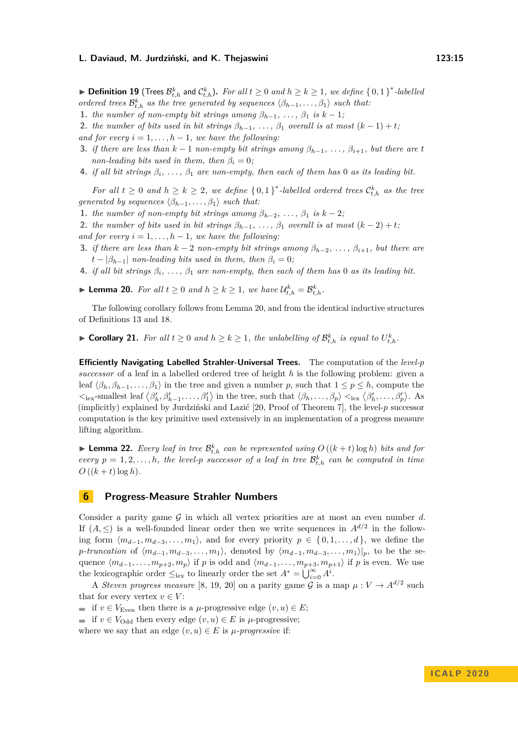▶ **Definition 19** (Trees $\mathcal{B}^k_{t,h}$ and $\mathcal{C}^k_{t,h}$). *For all $t \geq 0$ and $h \geq k \geq 1$, we define $\{0,1\}^*$-labelled ordered trees $\mathcal{B}^k_{t,h}$ as the tree generated by sequences $\langle \beta_{h-1}, \ldots, \beta_1 \rangle$ such that:*

1. *the number of non-empty bit strings among $\beta_{h-1}, \ldots, \beta_1$ is $k-1$;*
2. *the number of bits used in bit strings $\beta_{h-1}, \ldots, \beta_1$ overall is at most $(k-1)+t$;*

*and for every $i = 1, \ldots, h-1$, we have the following:*

3. *if there are less than $k-1$ non-empty bit strings among $\beta_{h-1}, \ldots, \beta_{i+1}$, but there are $t$ non-leading bits used in them, then $\beta_i = 0$;*
4. *if all bit strings $\beta_i, \ldots, \beta_1$ are non-empty, then each of them has $0$ as its leading bit.*

*For all $t \geq 0$ and $h \geq k \geq 2$, we define $\{0,1\}^*$-labelled ordered trees $\mathcal{C}^k_{t,h}$ as the tree generated by sequences $\langle \beta_{h-1}, \ldots, \beta_1 \rangle$ such that:*

1. *the number of non-empty bit strings among $\beta_{h-2}, \ldots, \beta_1$ is $k-2$;*
2. *the number of bits used in bit strings $\beta_{h-1}, \ldots, \beta_1$ overall is at most $(k-2)+t$;*

*and for every $i = 1, \ldots, h-1$, we have the following:*

3. *if there are less than $k-2$ non-empty bit strings among $\beta_{h-2}, \ldots, \beta_{i+1}$, but there are $t - |\beta_{h-1}|$ non-leading bits used in them, then $\beta_i = 0$;*
4. *if all bit strings $\beta_i, \ldots, \beta_1$ are non-empty, then each of them has $0$ as its leading bit.*

▶ **Lemma 20.** *For all $t \geq 0$ and $h \geq k \geq 1$, we have $\mathcal{U}^k_{t,h} = \mathcal{B}^k_{t,h}$.*

The following corollary follows from Lemma 20, and from the identical inductive structures of Definitions 13 and 18.

▶ **Corollary 21.** *For all $t \geq 0$ and $h \geq k \geq 1$, the unlabelling of $\mathcal{B}^k_{t,h}$ is equal to $U^k_{t,h}$.*

**Efficiently Navigating Labelled Strahler-Universal Trees.** The computation of the *level-$p$ successor* of a leaf in a labelled ordered tree of height $h$ is the following problem: given a leaf $\langle \beta_h, \beta_{h-1}, \ldots, \beta_1 \rangle$ in the tree and given a number $p$, such that $1 \leq p \leq h$, compute the $<_{\text{lex}}$-smallest leaf $\langle \beta'_h, \beta'_{h-1}, \ldots, \beta'_1 \rangle$ in the tree, such that $\langle \beta_h, \ldots, \beta_p \rangle <_{\text{lex}} \langle \beta'_h, \ldots, \beta'_p \rangle$. As (implicitly) explained by Jurdziński and Lazić [20, Proof of Theorem 7], the level-$p$ successor computation is the key primitive used extensively in an implementation of a progress measure lifting algorithm.

▶ **Lemma 22.** *Every leaf in tree $\mathcal{B}^k_{t,h}$ can be represented using $O((k+t)\log h)$ bits and for every $p = 1, 2, \ldots, h$, the level-$p$ successor of a leaf in tree $\mathcal{B}^k_{t,h}$ can be computed in time $O((k+t)\log h)$.*

## 6 Progress-Measure Strahler Numbers

Consider a parity game $\mathcal{G}$ in which all vertex priorities are at most an even number $d$. If $(A, \leq)$ is a well-founded linear order then we write sequences in $A^{d/2}$ in the following form $\langle m_{d-1}, m_{d-3}, \ldots, m_1 \rangle$, and for every priority $p \in \{0, 1, \ldots, d\}$, we define the *$p$-truncation* of $\langle m_{d-1}, m_{d-3}, \ldots, m_1 \rangle$, denoted by $\langle m_{d-1}, m_{d-3}, \ldots, m_1 \rangle|_p$, to be the sequence $\langle m_{d-1}, \ldots, m_{p+2}, m_p \rangle$ if $p$ is odd and $\langle m_{d-1}, \ldots, m_{p+3}, m_{p+1} \rangle$ if $p$ is even. We use the lexicographic order $\leq_{\text{lex}}$ to linearly order the set $A^* = \bigcup_{i=0}^{\infty} A^i$.

A *Steven progress measure* [8, 19, 20] on a parity game $\mathcal{G}$ is a map $\mu : V \to A^{d/2}$ such that for every vertex $v \in V$:

- if $v \in V_{\text{Even}}$ then there is a $\mu$-progressive edge $(v, u) \in E$;
- if $v \in V_{\text{Odd}}$ then every edge $(v, u) \in E$ is $\mu$-progressive;

where we say that an edge $(v, u) \in E$ is *$\mu$-progressive* if: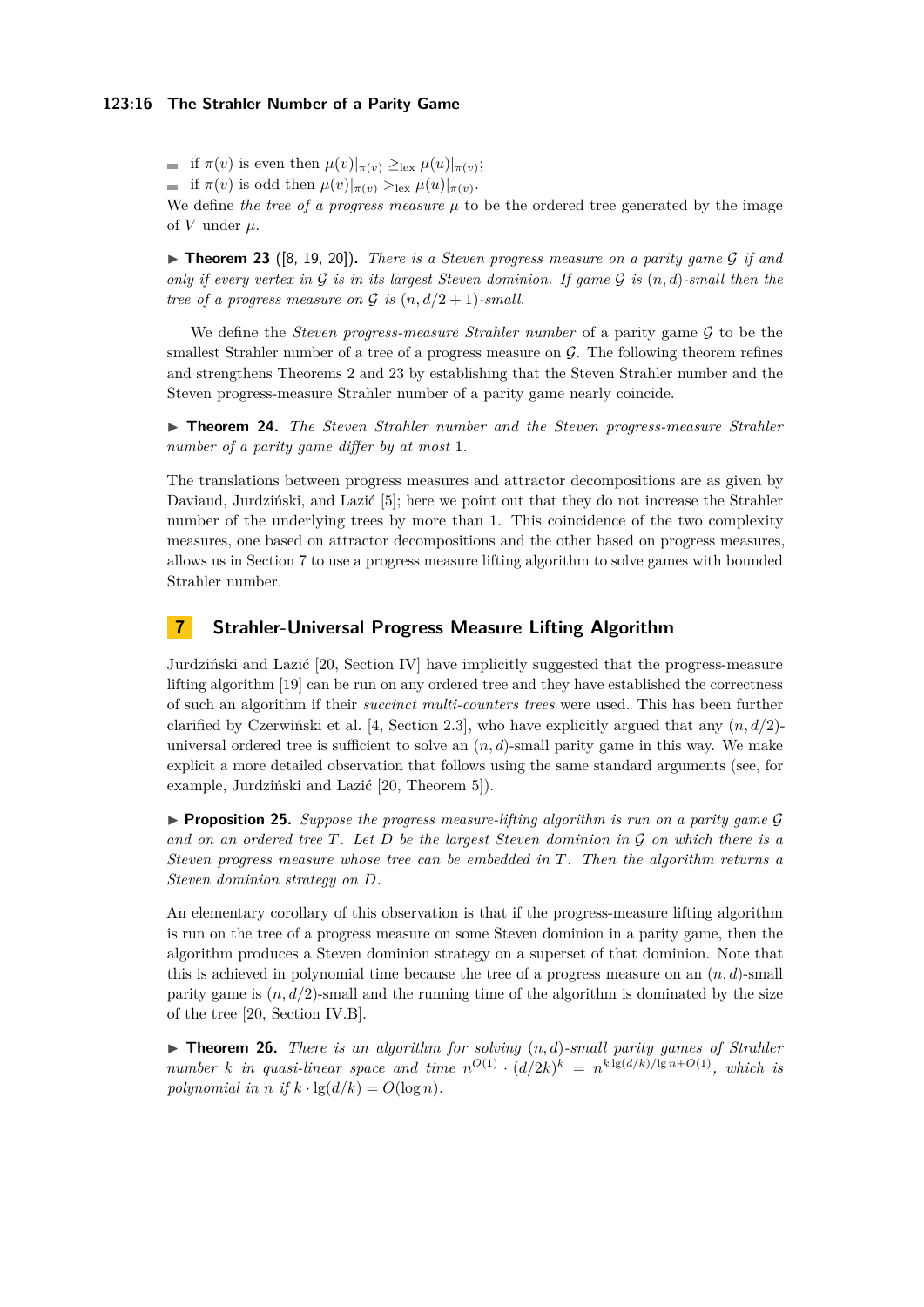- if $\pi(v)$ is even then $\mu(v)|_{\pi(v)} \geq_{\text{lex}} \mu(u)|_{\pi(v)}$;
- if $\pi(v)$ is odd then $\mu(v)|_{\pi(v)} >_{\text{lex}} \mu(u)|_{\pi(v)}$.

We define *the tree of a progress measure* $\mu$ to be the ordered tree generated by the image of $V$ under $\mu$.

▶ **Theorem 23** ([8, 19, 20])**.** *There is a Steven progress measure on a parity game $\mathcal{G}$ if and only if every vertex in $\mathcal{G}$ is in its largest Steven dominion. If game $\mathcal{G}$ is $(n, d)$-small then the tree of a progress measure on $\mathcal{G}$ is $(n, d/2 + 1)$-small.*

We define the *Steven progress-measure Strahler number* of a parity game $\mathcal{G}$ to be the smallest Strahler number of a tree of a progress measure on $\mathcal{G}$. The following theorem refines and strengthens Theorems 2 and 23 by establishing that the Steven Strahler number and the Steven progress-measure Strahler number of a parity game nearly coincide.

▶ **Theorem 24.** *The Steven Strahler number and the Steven progress-measure Strahler number of a parity game differ by at most* 1*.*

The translations between progress measures and attractor decompositions are as given by Daviaud, Jurdziński, and Lazić [5]; here we point out that they do not increase the Strahler number of the underlying trees by more than 1. This coincidence of the two complexity measures, one based on attractor decompositions and the other based on progress measures, allows us in Section 7 to use a progress measure lifting algorithm to solve games with bounded Strahler number.

## 7 Strahler-Universal Progress Measure Lifting Algorithm

Jurdziński and Lazić [20, Section IV] have implicitly suggested that the progress-measure lifting algorithm [19] can be run on any ordered tree and they have established the correctness of such an algorithm if their *succinct multi-counters trees* were used. This has been further clarified by Czerwiński et al. [4, Section 2.3], who have explicitly argued that any $(n, d/2)$-universal ordered tree is sufficient to solve an $(n, d)$-small parity game in this way. We make explicit a more detailed observation that follows using the same standard arguments (see, for example, Jurdziński and Lazić [20, Theorem 5]).

▶ **Proposition 25.** *Suppose the progress measure-lifting algorithm is run on a parity game $\mathcal{G}$ and on an ordered tree $T$. Let $D$ be the largest Steven dominion in $\mathcal{G}$ on which there is a Steven progress measure whose tree can be embedded in $T$. Then the algorithm returns a Steven dominion strategy on $D$.*

An elementary corollary of this observation is that if the progress-measure lifting algorithm is run on the tree of a progress measure on some Steven dominion in a parity game, then the algorithm produces a Steven dominion strategy on a superset of that dominion. Note that this is achieved in polynomial time because the tree of a progress measure on an $(n, d)$-small parity game is $(n, d/2)$-small and the running time of the algorithm is dominated by the size of the tree [20, Section IV.B].

▶ **Theorem 26.** *There is an algorithm for solving $(n, d)$-small parity games of Strahler number $k$ in quasi-linear space and time $n^{O(1)} \cdot (d/2k)^k = n^{k \lg(d/k)/\lg n + O(1)}$, which is polynomial in $n$ if $k \cdot \lg(d/k) = O(\log n)$.*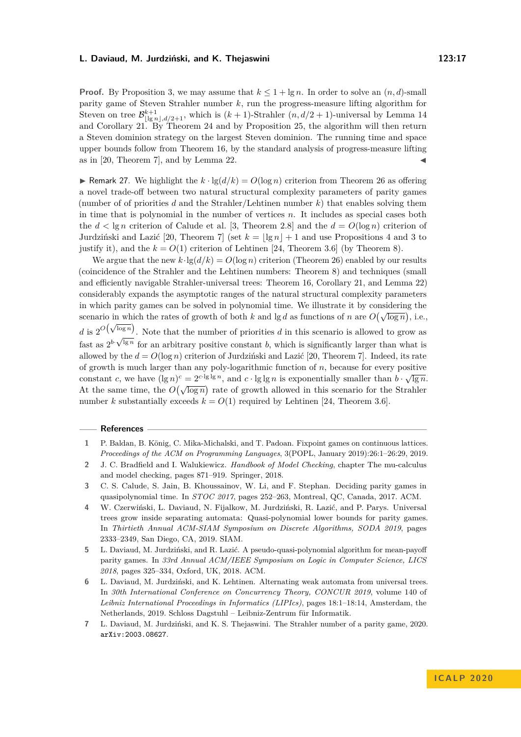**Proof.** By Proposition 3, we may assume that $k \le 1 + \lg n$. In order to solve an $(n,d)$-small parity game of Steven Strahler number $k$, run the progress-measure lifting algorithm for Steven on tree $\mathcal{B}^{k+1}_{\lfloor \lg n \rfloor, d/2+1}$, which is $(k+1)$-Strahler $(n, d/2+1)$-universal by Lemma 14 and Corollary 21. By Theorem 24 and by Proposition 25, the algorithm will then return a Steven dominion strategy on the largest Steven dominion. The running time and space upper bounds follow from Theorem 16, by the standard analysis of progress-measure lifting as in [20, Theorem 7], and by Lemma 22. ◀

▶ Remark 27. We highlight the $k \cdot \lg(d/k) = O(\log n)$ criterion from Theorem 26 as offering a novel trade-off between two natural structural complexity parameters of parity games (number of of priorities $d$ and the Strahler/Lehtinen number $k$) that enables solving them in time that is polynomial in the number of vertices $n$. It includes as special cases both the $d < \lg n$ criterion of Calude et al. [3, Theorem 2.8] and the $d = O(\log n)$ criterion of Jurdziński and Lazić [20, Theorem 7] (set $k = \lfloor \lg n \rfloor + 1$ and use Propositions 4 and 3 to justify it), and the $k = O(1)$ criterion of Lehtinen [24, Theorem 3.6] (by Theorem 8).

We argue that the new $k \cdot \lg(d/k) = O(\log n)$ criterion (Theorem 26) enabled by our results (coincidence of the Strahler and the Lehtinen numbers: Theorem 8) and techniques (small and efficiently navigable Strahler-universal trees: Theorem 16, Corollary 21, and Lemma 22) considerably expands the asymptotic ranges of the natural structural complexity parameters in which parity games can be solved in polynomial time. We illustrate it by considering the scenario in which the rates of growth of both $k$ and $\lg d$ as functions of $n$ are $O\big(\sqrt{\log n}\big)$, i.e., $d$ is $2^{O\left(\sqrt{\log n}\right)}$. Note that the number of priorities $d$ in this scenario is allowed to grow as fast as $2^{b \cdot \sqrt{\lg n}}$ for an arbitrary positive constant $b$, which is significantly larger than what is allowed by the $d = O(\log n)$ criterion of Jurdziński and Lazić [20, Theorem 7]. Indeed, its rate of growth is much larger than any poly-logarithmic function of $n$, because for every positive constant $c$, we have $(\lg n)^c = 2^{c \cdot \lg \lg n}$, and $c \cdot \lg \lg n$ is exponentially smaller than $b \cdot \sqrt{\lg n}$. At the same time, the $O\big(\sqrt{\log n}\big)$ rate of growth allowed in this scenario for the Strahler number $k$ substantially exceeds $k = O(1)$ required by Lehtinen [24, Theorem 3.6].

## References

1. P. Baldan, B. König, C. Mika-Michalski, and T. Padoan. Fixpoint games on continuous lattices. *Proceedings of the ACM on Programming Languages*, 3(POPL, January 2019):26:1–26:29, 2019.
2. J. C. Bradfield and I. Walukiewicz. *Handbook of Model Checking*, chapter The mu-calculus and model checking, pages 871–919. Springer, 2018.
3. C. S. Calude, S. Jain, B. Khoussainov, W. Li, and F. Stephan. Deciding parity games in quasipolynomial time. In *STOC 2017*, pages 252–263, Montreal, QC, Canada, 2017. ACM.
4. W. Czerwiński, L. Daviaud, N. Fijalkow, M. Jurdziński, R. Lazić, and P. Parys. Universal trees grow inside separating automata: Quasi-polynomial lower bounds for parity games. In *Thirtieth Annual ACM-SIAM Symposium on Discrete Algorithms, SODA 2019*, pages 2333–2349, San Diego, CA, 2019. SIAM.
5. L. Daviaud, M. Jurdziński, and R. Lazić. A pseudo-quasi-polynomial algorithm for mean-payoff parity games. In *33rd Annual ACM/IEEE Symposium on Logic in Computer Science, LICS 2018*, pages 325–334, Oxford, UK, 2018. ACM.
6. L. Daviaud, M. Jurdziński, and K. Lehtinen. Alternating weak automata from universal trees. In *30th International Conference on Concurrency Theory, CONCUR 2019*, volume 140 of *Leibniz International Proceedings in Informatics (LIPIcs)*, pages 18:1–18:14, Amsterdam, the Netherlands, 2019. Schloss Dagstuhl – Leibniz-Zentrum für Informatik.
7. L. Daviaud, M. Jurdziński, and K. S. Thejaswini. The Strahler number of a parity game, 2020. `arXiv:2003.08627`.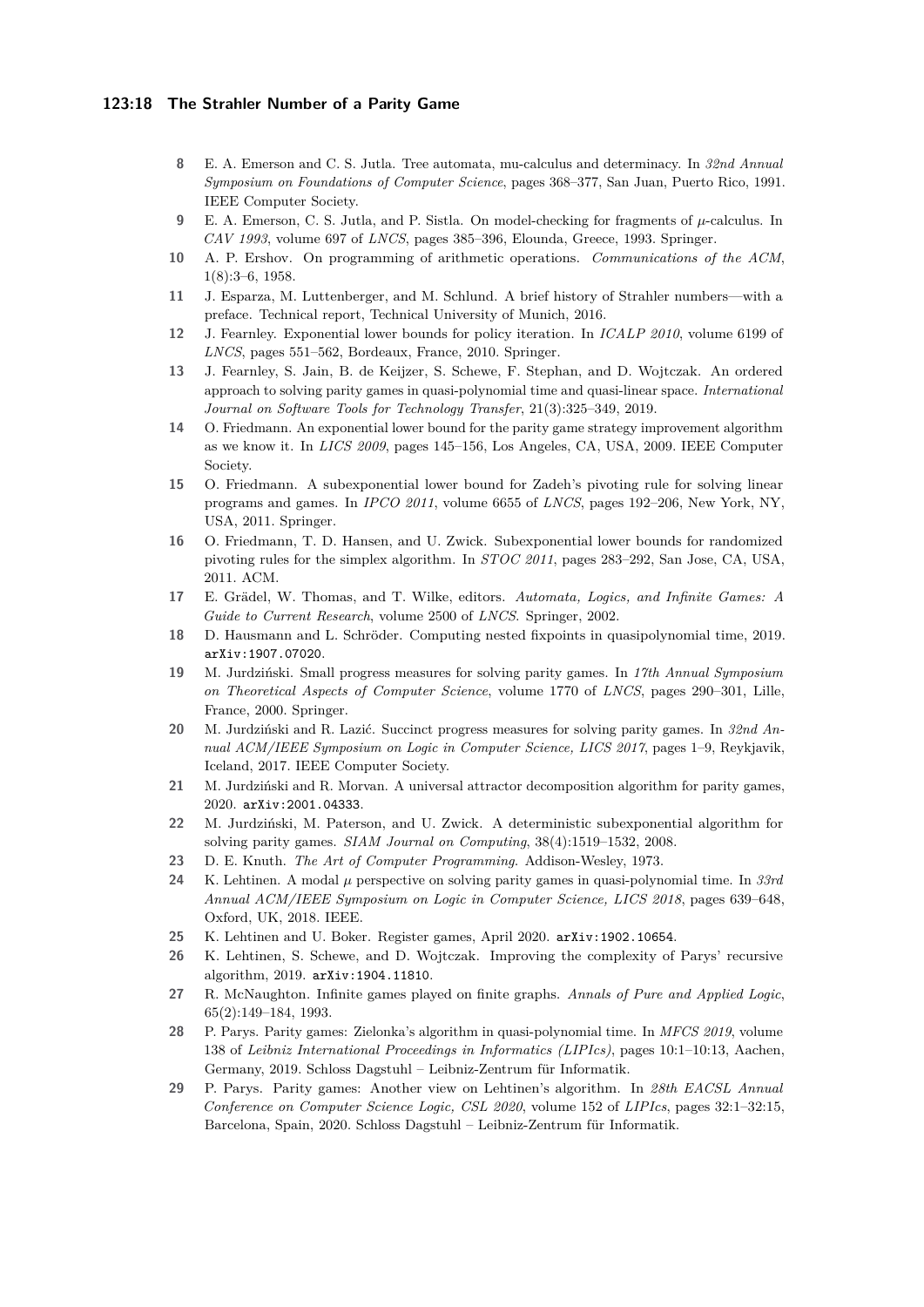**8** E. A. Emerson and C. S. Jutla. Tree automata, mu-calculus and determinacy. In *32nd Annual Symposium on Foundations of Computer Science*, pages 368–377, San Juan, Puerto Rico, 1991. IEEE Computer Society.

**9** E. A. Emerson, C. S. Jutla, and P. Sistla. On model-checking for fragments of $\mu$-calculus. In *CAV 1993*, volume 697 of *LNCS*, pages 385–396, Elounda, Greece, 1993. Springer.

**10** A. P. Ershov. On programming of arithmetic operations. *Communications of the ACM*, 1(8):3–6, 1958.

**11** J. Esparza, M. Luttenberger, and M. Schlund. A brief history of Strahler numbers—with a preface. Technical report, Technical University of Munich, 2016.

**12** J. Fearnley. Exponential lower bounds for policy iteration. In *ICALP 2010*, volume 6199 of *LNCS*, pages 551–562, Bordeaux, France, 2010. Springer.

**13** J. Fearnley, S. Jain, B. de Keijzer, S. Schewe, F. Stephan, and D. Wojtczak. An ordered approach to solving parity games in quasi-polynomial time and quasi-linear space. *International Journal on Software Tools for Technology Transfer*, 21(3):325–349, 2019.

**14** O. Friedmann. An exponential lower bound for the parity game strategy improvement algorithm as we know it. In *LICS 2009*, pages 145–156, Los Angeles, CA, USA, 2009. IEEE Computer Society.

**15** O. Friedmann. A subexponential lower bound for Zadeh's pivoting rule for solving linear programs and games. In *IPCO 2011*, volume 6655 of *LNCS*, pages 192–206, New York, NY, USA, 2011. Springer.

**16** O. Friedmann, T. D. Hansen, and U. Zwick. Subexponential lower bounds for randomized pivoting rules for the simplex algorithm. In *STOC 2011*, pages 283–292, San Jose, CA, USA, 2011. ACM.

**17** E. Grädel, W. Thomas, and T. Wilke, editors. *Automata, Logics, and Infinite Games: A Guide to Current Research*, volume 2500 of *LNCS*. Springer, 2002.

**18** D. Hausmann and L. Schröder. Computing nested fixpoints in quasipolynomial time, 2019. arXiv:1907.07020.

**19** M. Jurdziński. Small progress measures for solving parity games. In *17th Annual Symposium on Theoretical Aspects of Computer Science*, volume 1770 of *LNCS*, pages 290–301, Lille, France, 2000. Springer.

**20** M. Jurdziński and R. Lazić. Succinct progress measures for solving parity games. In *32nd Annual ACM/IEEE Symposium on Logic in Computer Science, LICS 2017*, pages 1–9, Reykjavik, Iceland, 2017. IEEE Computer Society.

**21** M. Jurdziński and R. Morvan. A universal attractor decomposition algorithm for parity games, 2020. arXiv:2001.04333.

**22** M. Jurdziński, M. Paterson, and U. Zwick. A deterministic subexponential algorithm for solving parity games. *SIAM Journal on Computing*, 38(4):1519–1532, 2008.

**23** D. E. Knuth. *The Art of Computer Programming*. Addison-Wesley, 1973.

**24** K. Lehtinen. A modal $\mu$ perspective on solving parity games in quasi-polynomial time. In *33rd Annual ACM/IEEE Symposium on Logic in Computer Science, LICS 2018*, pages 639–648, Oxford, UK, 2018. IEEE.

**25** K. Lehtinen and U. Boker. Register games, April 2020. arXiv:1902.10654.

**26** K. Lehtinen, S. Schewe, and D. Wojtczak. Improving the complexity of Parys' recursive algorithm, 2019. arXiv:1904.11810.

**27** R. McNaughton. Infinite games played on finite graphs. *Annals of Pure and Applied Logic*, 65(2):149–184, 1993.

**28** P. Parys. Parity games: Zielonka's algorithm in quasi-polynomial time. In *MFCS 2019*, volume 138 of *Leibniz International Proceedings in Informatics (LIPIcs)*, pages 10:1–10:13, Aachen, Germany, 2019. Schloss Dagstuhl – Leibniz-Zentrum für Informatik.

**29** P. Parys. Parity games: Another view on Lehtinen's algorithm. In *28th EACSL Annual Conference on Computer Science Logic, CSL 2020*, volume 152 of *LIPIcs*, pages 32:1–32:15, Barcelona, Spain, 2020. Schloss Dagstuhl – Leibniz-Zentrum für Informatik.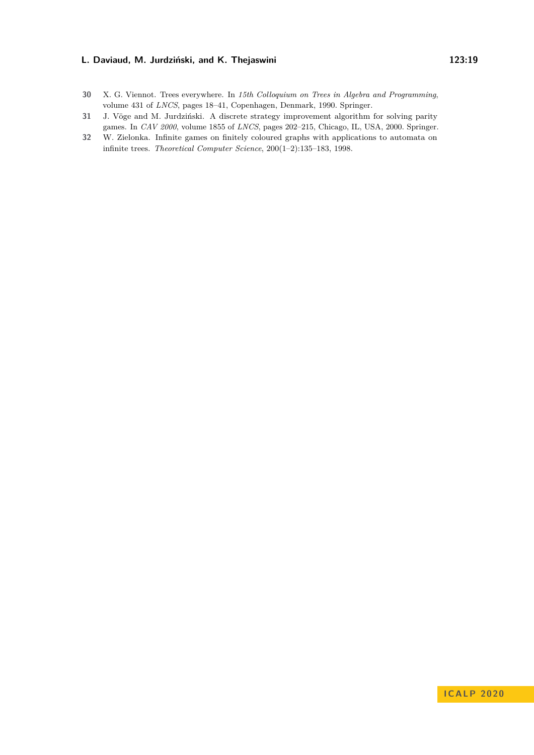30 X. G. Viennot. Trees everywhere. In *15th Colloquium on Trees in Algebra and Programming*, volume 431 of *LNCS*, pages 18–41, Copenhagen, Denmark, 1990. Springer.

31 J. Vöge and M. Jurdziński. A discrete strategy improvement algorithm for solving parity games. In *CAV 2000*, volume 1855 of *LNCS*, pages 202–215, Chicago, IL, USA, 2000. Springer.

32 W. Zielonka. Infinite games on finitely coloured graphs with applications to automata on infinite trees. *Theoretical Computer Science*, 200(1–2):135–183, 1998.